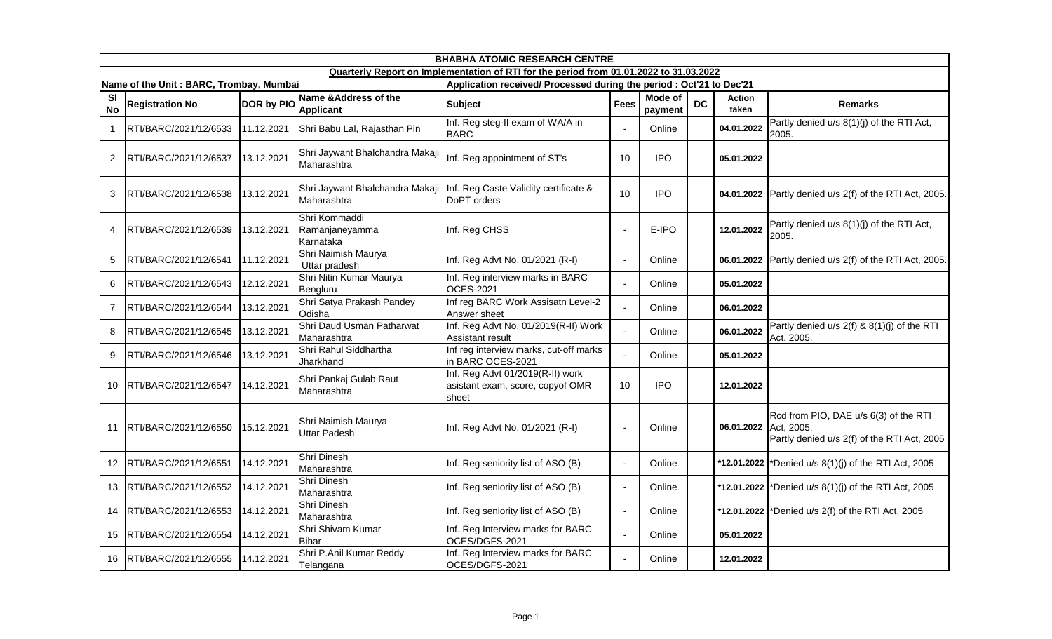# BHABHA ATOMIC RESEARCH CENTRE

## Quarterly Report on Implementation of RTI for the period from 01.01.2022 to 31.03.2022

**Name of the Unit : BARC, Trombay, Mumbai** | **Application received/ Processed during the period : Oct'21 to Dec'21**

| Sl No | Registration No | DOR by PIO | Name &Address of the Applicant | Subject | Fees | Mode of payment | DC | Action taken | Remarks |
|---|---|---|---|---|---|---|---|---|---|
| 1 | RTI/BARC/2021/12/6533 | 11.12.2021 | Shri Babu Lal, Rajasthan Pin | Inf. Reg steg-II exam of WA/A in BARC | - | Online | | 04.01.2022 | Partly denied u/s 8(1)(j) of the RTI Act, 2005. |
| 2 | RTI/BARC/2021/12/6537 | 13.12.2021 | Shri Jaywant Bhalchandra Makaji Maharashtra | Inf. Reg appointment of ST's | 10 | IPO | | 05.01.2022 | |
| 3 | RTI/BARC/2021/12/6538 | 13.12.2021 | Shri Jaywant Bhalchandra Makaji Maharashtra | Inf. Reg Caste Validity certificate & DoPT orders | 10 | IPO | | 04.01.2022 | Partly denied u/s 2(f) of the RTI Act, 2005. |
| 4 | RTI/BARC/2021/12/6539 | 13.12.2021 | Shri Kommaddi Ramanjaneyamma Karnataka | Inf. Reg CHSS | - | E-IPO | | 12.01.2022 | Partly denied u/s 8(1)(j) of the RTI Act, 2005. |
| 5 | RTI/BARC/2021/12/6541 | 11.12.2021 | Shri Naimish Maurya Uttar pradesh | Inf. Reg Advt No. 01/2021 (R-I) | - | Online | | 06.01.2022 | Partly denied u/s 2(f) of the RTI Act, 2005. |
| 6 | RTI/BARC/2021/12/6543 | 12.12.2021 | Shri Nitin Kumar Maurya Bengluru | Inf. Reg interview marks in BARC OCES-2021 | - | Online | | 05.01.2022 | |
| 7 | RTI/BARC/2021/12/6544 | 13.12.2021 | Shri Satya Prakash Pandey Odisha | Inf reg BARC Work Assisatn Level-2 Answer sheet | - | Online | | 06.01.2022 | |
| 8 | RTI/BARC/2021/12/6545 | 13.12.2021 | Shri Daud Usman Patharwat Maharashtra | Inf. Reg Advt No. 01/2019(R-II) Work Assistant result | - | Online | | 06.01.2022 | Partly denied u/s 2(f) & 8(1)(j) of the RTI Act, 2005. |
| 9 | RTI/BARC/2021/12/6546 | 13.12.2021 | Shri Rahul Siddhartha Jharkhand | Inf reg interview marks, cut-off marks in BARC OCES-2021 | - | Online | | 05.01.2022 | |
| 10 | RTI/BARC/2021/12/6547 | 14.12.2021 | Shri Pankaj Gulab Raut Maharashtra | Inf. Reg Advt 01/2019(R-II) work asistant exam, score, copyof OMR sheet | 10 | IPO | | 12.01.2022 | |
| 11 | RTI/BARC/2021/12/6550 | 15.12.2021 | Shri Naimish Maurya Uttar Padesh | Inf. Reg Advt No. 01/2021 (R-I) | - | Online | | 06.01.2022 | Rcd from PIO, DAE u/s 6(3) of the RTI Act, 2005. Partly denied u/s 2(f) of the RTI Act, 2005 |
| 12 | RTI/BARC/2021/12/6551 | 14.12.2021 | Shri Dinesh Maharashtra | Inf. Reg seniority list of ASO (B) | - | Online | | *12.01.2022 | *Denied u/s 8(1)(j) of the RTI Act, 2005 |
| 13 | RTI/BARC/2021/12/6552 | 14.12.2021 | Shri Dinesh Maharashtra | Inf. Reg seniority list of ASO (B) | - | Online | | *12.01.2022 | *Denied u/s 8(1)(j) of the RTI Act, 2005 |
| 14 | RTI/BARC/2021/12/6553 | 14.12.2021 | Shri Dinesh Maharashtra | Inf. Reg seniority list of ASO (B) | - | Online | | *12.01.2022 | *Denied u/s 2(f) of the RTI Act, 2005 |
| 15 | RTI/BARC/2021/12/6554 | 14.12.2021 | Shri Shivam Kumar Bihar | Inf. Reg Interview marks for BARC OCES/DGFS-2021 | - | Online | | 05.01.2022 | |
| 16 | RTI/BARC/2021/12/6555 | 14.12.2021 | Shri P.Anil Kumar Reddy Telangana | Inf. Reg Interview marks for BARC OCES/DGFS-2021 | - | Online | | 12.01.2022 | |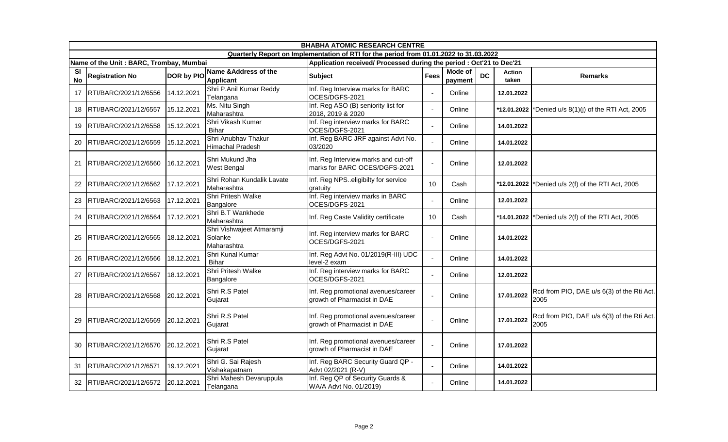# BHABHA ATOMIC RESEARCH CENTRE

## Quarterly Report on Implementation of RTI for the period from 01.01.2022 to 31.03.2022

**Name of the Unit : BARC, Trombay, Mumbai** | **Application received/ Processed during the period : Oct'21 to Dec'21**

| Sl No | Registration No | DOR by PIO | Name &Address of the Applicant | Subject | Fees | Mode of payment | DC | Action taken | Remarks |
|---|---|---|---|---|---|---|---|---|---|
| 17 | RTI/BARC/2021/12/6556 | 14.12.2021 | Shri P.Anil Kumar Reddy Telangana | Inf. Reg Interview marks for BARC OCES/DGFS-2021 | - | Online | | 12.01.2022 | |
| 18 | RTI/BARC/2021/12/6557 | 15.12.2021 | Ms. Nitu Singh Maharashtra | Inf. Reg ASO (B) seniority list for 2018, 2019 & 2020 | - | Online | | *12.01.2022 | *Denied u/s 8(1)(j) of the RTI Act, 2005 |
| 19 | RTI/BARC/2021/12/6558 | 15.12.2021 | Shri Vikash Kumar Bihar | Inf. Reg interview marks for BARC OCES/DGFS-2021 | - | Online | | 14.01.2022 | |
| 20 | RTI/BARC/2021/12/6559 | 15.12.2021 | Shri Anubhav Thakur Himachal Pradesh | Inf. Reg BARC JRF against Advt No. 03/2020 | - | Online | | 14.01.2022 | |
| 21 | RTI/BARC/2021/12/6560 | 16.12.2021 | Shri Mukund Jha West Bengal | Inf. Reg Interview marks and cut-off marks for BARC OCES/DGFS-2021 | - | Online | | 12.01.2022 | |
| 22 | RTI/BARC/2021/12/6562 | 17.12.2021 | Shri Rohan Kundalik Lavate Maharashtra | Inf. Reg NPS..eligibilty for service gratuity | 10 | Cash | | *12.01.2022 | *Denied u/s 2(f) of the RTI Act, 2005 |
| 23 | RTI/BARC/2021/12/6563 | 17.12.2021 | Shri Pritesh Walke Bangalore | Inf. Reg interview marks in BARC OCES/DGFS-2021 | - | Online | | 12.01.2022 | |
| 24 | RTI/BARC/2021/12/6564 | 17.12.2021 | Shri B.T Wankhede Maharashtra | Inf. Reg Caste Validity certificate | 10 | Cash | | *14.01.2022 | *Denied u/s 2(f) of the RTI Act, 2005 |
| 25 | RTI/BARC/2021/12/6565 | 18.12.2021 | Shri Vishwajeet Atmaramji Solanke Maharashtra | Inf. Reg interview marks for BARC OCES/DGFS-2021 | - | Online | | 14.01.2022 | |
| 26 | RTI/BARC/2021/12/6566 | 18.12.2021 | Shri Kunal Kumar Bihar | Inf. Reg Advt No. 01/2019(R-III) UDC level-2 exam | - | Online | | 14.01.2022 | |
| 27 | RTI/BARC/2021/12/6567 | 18.12.2021 | Shri Pritesh Walke Bangalore | Inf. Reg interview marks for BARC OCES/DGFS-2021 | - | Online | | 12.01.2022 | |
| 28 | RTI/BARC/2021/12/6568 | 20.12.2021 | Shri R.S Patel Gujarat | Inf. Reg promotional avenues/career growth of Pharmacist in DAE | - | Online | | 17.01.2022 | Rcd from PIO, DAE u/s 6(3) of the Rti Act. 2005 |
| 29 | RTI/BARC/2021/12/6569 | 20.12.2021 | Shri R.S Patel Gujarat | Inf. Reg promotional avenues/career growth of Pharmacist in DAE | - | Online | | 17.01.2022 | Rcd from PIO, DAE u/s 6(3) of the Rti Act. 2005 |
| 30 | RTI/BARC/2021/12/6570 | 20.12.2021 | Shri R.S Patel Gujarat | Inf. Reg promotional avenues/career growth of Pharmacist in DAE | - | Online | | 17.01.2022 | |
| 31 | RTI/BARC/2021/12/6571 | 19.12.2021 | Shri G. Sai Rajesh Vishakapatnam | Inf. Reg BARC Security Guard QP - Advt 02/2021 (R-V) | - | Online | | 14.01.2022 | |
| 32 | RTI/BARC/2021/12/6572 | 20.12.2021 | Shri Mahesh Devaruppula Telangana | Inf. Reg QP of Security Guards & WA/A Advt No. 01/2019) | - | Online | | 14.01.2022 | |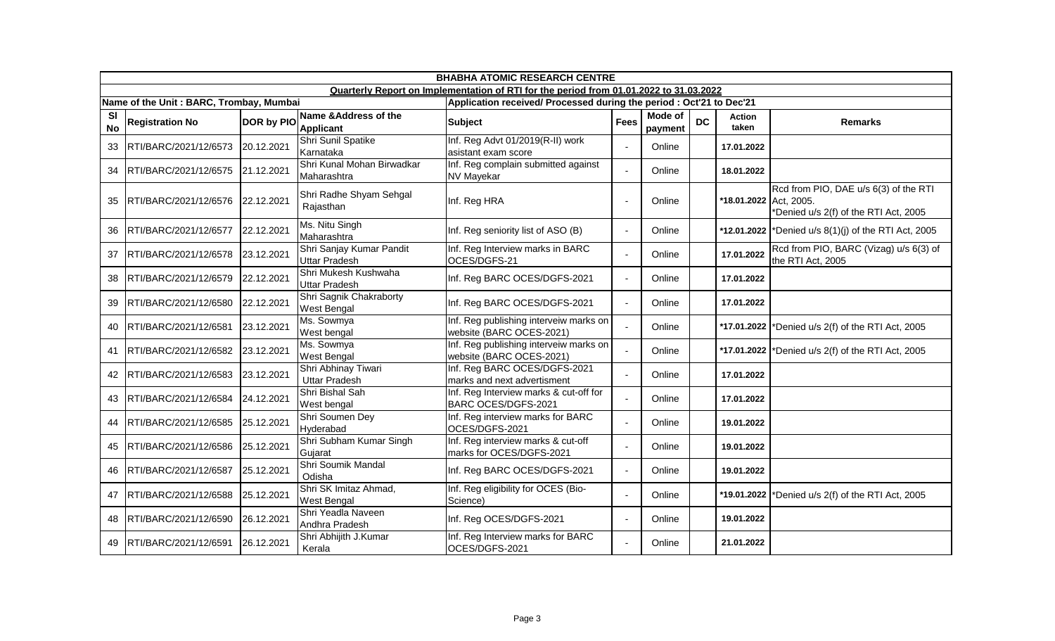| BHABHA ATOMIC RESEARCH CENTRE | | | | | | | | | |
|---|---|---|---|---|---|---|---|---|---|
| Quarterly Report on Implementation of RTI for the period from 01.01.2022 to 31.03.2022 | | | | | | | | | |
| Name of the Unit : BARC, Trombay, Mumbai | | | | Application received/ Processed during the period : Oct'21 to Dec'21 | | | | | |
| Sl No | Registration No | DOR by PIO | Name &Address of the Applicant | Subject | Fees | Mode of payment | DC | Action taken | Remarks |
| 33 | RTI/BARC/2021/12/6573 | 20.12.2021 | Shri Sunil Spatike Karnataka | Inf. Reg Advt 01/2019(R-II) work asistant exam score | - | Online | | 17.01.2022 | |
| 34 | RTI/BARC/2021/12/6575 | 21.12.2021 | Shri Kunal Mohan Birwadkar Maharashtra | Inf. Reg complain submitted against NV Mayekar | - | Online | | 18.01.2022 | |
| 35 | RTI/BARC/2021/12/6576 | 22.12.2021 | Shri Radhe Shyam Sehgal Rajasthan | Inf. Reg HRA | - | Online | | *18.01.2022 | Rcd from PIO, DAE u/s 6(3) of the RTI Act, 2005. *Denied u/s 2(f) of the RTI Act, 2005 |
| 36 | RTI/BARC/2021/12/6577 | 22.12.2021 | Ms. Nitu Singh Maharashtra | Inf. Reg seniority list of ASO (B) | - | Online | | *12.01.2022 | *Denied u/s 8(1)(j) of the RTI Act, 2005 |
| 37 | RTI/BARC/2021/12/6578 | 23.12.2021 | Shri Sanjay Kumar Pandit Uttar Pradesh | Inf. Reg Interview marks in BARC OCES/DGFS-21 | - | Online | | 17.01.2022 | Rcd from PIO, BARC (Vizag) u/s 6(3) of the RTI Act, 2005 |
| 38 | RTI/BARC/2021/12/6579 | 22.12.2021 | Shri Mukesh Kushwaha Uttar Pradesh | Inf. Reg BARC OCES/DGFS-2021 | - | Online | | 17.01.2022 | |
| 39 | RTI/BARC/2021/12/6580 | 22.12.2021 | Shri Sagnik Chakraborty West Bengal | Inf. Reg BARC OCES/DGFS-2021 | - | Online | | 17.01.2022 | |
| 40 | RTI/BARC/2021/12/6581 | 23.12.2021 | Ms. Sowmya West bengal | Inf. Reg publishing interveiw marks on website (BARC OCES-2021) | - | Online | | *17.01.2022 | *Denied u/s 2(f) of the RTI Act, 2005 |
| 41 | RTI/BARC/2021/12/6582 | 23.12.2021 | Ms. Sowmya West Bengal | Inf. Reg publishing interveiw marks on website (BARC OCES-2021) | - | Online | | *17.01.2022 | *Denied u/s 2(f) of the RTI Act, 2005 |
| 42 | RTI/BARC/2021/12/6583 | 23.12.2021 | Shri Abhinay Tiwari Uttar Pradesh | Inf. Reg BARC OCES/DGFS-2021 marks and next advertisment | - | Online | | 17.01.2022 | |
| 43 | RTI/BARC/2021/12/6584 | 24.12.2021 | Shri Bishal Sah West bengal | Inf. Reg Interview marks & cut-off for BARC OCES/DGFS-2021 | - | Online | | 17.01.2022 | |
| 44 | RTI/BARC/2021/12/6585 | 25.12.2021 | Shri Soumen Dey Hyderabad | Inf. Reg interview marks for BARC OCES/DGFS-2021 | - | Online | | 19.01.2022 | |
| 45 | RTI/BARC/2021/12/6586 | 25.12.2021 | Shri Subham Kumar Singh Gujarat | Inf. Reg interview marks & cut-off marks for OCES/DGFS-2021 | - | Online | | 19.01.2022 | |
| 46 | RTI/BARC/2021/12/6587 | 25.12.2021 | Shri Soumik Mandal Odisha | Inf. Reg BARC OCES/DGFS-2021 | - | Online | | 19.01.2022 | |
| 47 | RTI/BARC/2021/12/6588 | 25.12.2021 | Shri SK Imitaz Ahmad, West Bengal | Inf. Reg eligibility for OCES (Bio-Science) | - | Online | | *19.01.2022 | *Denied u/s 2(f) of the RTI Act, 2005 |
| 48 | RTI/BARC/2021/12/6590 | 26.12.2021 | Shri Yeadla Naveen Andhra Pradesh | Inf. Reg OCES/DGFS-2021 | - | Online | | 19.01.2022 | |
| 49 | RTI/BARC/2021/12/6591 | 26.12.2021 | Shri Abhijith J.Kumar Kerala | Inf. Reg Interview marks for BARC OCES/DGFS-2021 | - | Online | | 21.01.2022 | |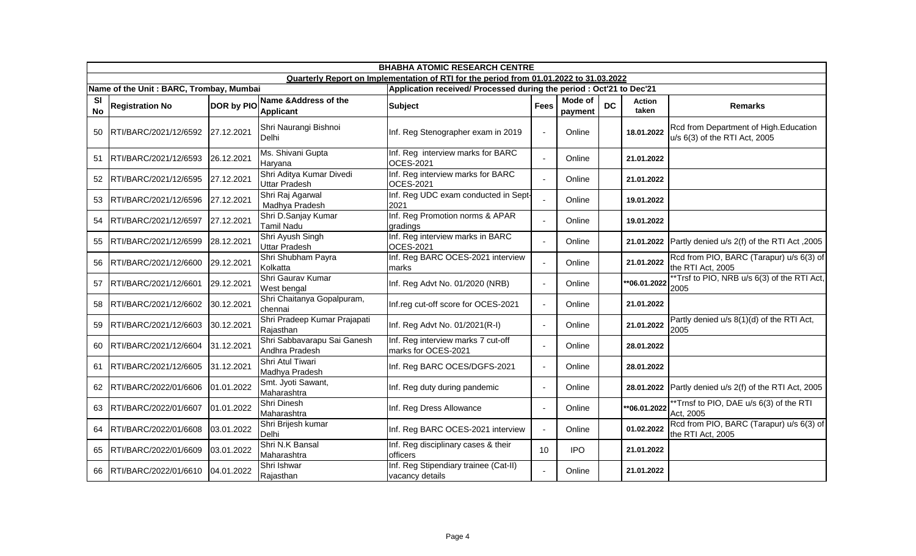| BHABHA ATOMIC RESEARCH CENTRE | | | | | | | | | |
|---|---|---|---|---|---|---|---|---|---|
| Quarterly Report on Implementation of RTI for the period from 01.01.2022 to 31.03.2022 | | | | | | | | | |
| Name of the Unit : BARC, Trombay, Mumbai | | | | Application received/ Processed during the period : Oct'21 to Dec'21 | | | | | |
| Sl No | Registration No | DOR by PIO | Name &Address of the Applicant | Subject | Fees | Mode of payment | DC | Action taken | Remarks |
| 50 | RTI/BARC/2021/12/6592 | 27.12.2021 | Shri Naurangi Bishnoi Delhi | Inf. Reg Stenographer exam in 2019 | - | Online | | 18.01.2022 | Rcd from Department of High.Education u/s 6(3) of the RTI Act, 2005 |
| 51 | RTI/BARC/2021/12/6593 | 26.12.2021 | Ms. Shivani Gupta Haryana | Inf. Reg interview marks for BARC OCES-2021 | - | Online | | 21.01.2022 | |
| 52 | RTI/BARC/2021/12/6595 | 27.12.2021 | Shri Aditya Kumar Divedi Uttar Pradesh | Inf. Reg interview marks for BARC OCES-2021 | - | Online | | 21.01.2022 | |
| 53 | RTI/BARC/2021/12/6596 | 27.12.2021 | Shri Raj Agarwal Madhya Pradesh | Inf. Reg UDC exam conducted in Sept-2021 | - | Online | | 19.01.2022 | |
| 54 | RTI/BARC/2021/12/6597 | 27.12.2021 | Shri D.Sanjay Kumar Tamil Nadu | Inf. Reg Promotion norms & APAR gradings | - | Online | | 19.01.2022 | |
| 55 | RTI/BARC/2021/12/6599 | 28.12.2021 | Shri Ayush Singh Uttar Pradesh | Inf. Reg interview marks in BARC OCES-2021 | - | Online | | 21.01.2022 | Partly denied u/s 2(f) of the RTI Act ,2005 |
| 56 | RTI/BARC/2021/12/6600 | 29.12.2021 | Shri Shubham Payra Kolkatta | Inf. Reg BARC OCES-2021 interview marks | - | Online | | 21.01.2022 | Rcd from PIO, BARC (Tarapur) u/s 6(3) of the RTI Act, 2005 |
| 57 | RTI/BARC/2021/12/6601 | 29.12.2021 | Shri Gaurav Kumar West bengal | Inf. Reg Advt No. 01/2020 (NRB) | - | Online | | **06.01.2022 | **Trsf to PIO, NRB u/s 6(3) of the RTI Act, 2005 |
| 58 | RTI/BARC/2021/12/6602 | 30.12.2021 | Shri Chaitanya Gopalpuram, chennai | Inf.reg cut-off score for OCES-2021 | - | Online | | 21.01.2022 | |
| 59 | RTI/BARC/2021/12/6603 | 30.12.2021 | Shri Pradeep Kumar Prajapati Rajasthan | Inf. Reg Advt No. 01/2021(R-I) | - | Online | | 21.01.2022 | Partly denied u/s 8(1)(d) of the RTI Act, 2005 |
| 60 | RTI/BARC/2021/12/6604 | 31.12.2021 | Shri Sabbavarapu Sai Ganesh Andhra Pradesh | Inf. Reg interview marks 7 cut-off marks for OCES-2021 | - | Online | | 28.01.2022 | |
| 61 | RTI/BARC/2021/12/6605 | 31.12.2021 | Shri Atul Tiwari Madhya Pradesh | Inf. Reg BARC OCES/DGFS-2021 | - | Online | | 28.01.2022 | |
| 62 | RTI/BARC/2022/01/6606 | 01.01.2022 | Smt. Jyoti Sawant, Maharashtra | Inf. Reg duty during pandemic | - | Online | | 28.01.2022 | Partly denied u/s 2(f) of the RTI Act, 2005 |
| 63 | RTI/BARC/2022/01/6607 | 01.01.2022 | Shri Dinesh Maharashtra | Inf. Reg Dress Allowance | - | Online | | **06.01.2022 | **Trnsf to PIO, DAE u/s 6(3) of the RTI Act, 2005 |
| 64 | RTI/BARC/2022/01/6608 | 03.01.2022 | Shri Brijesh kumar Delhi | Inf. Reg BARC OCES-2021 interview | - | Online | | 01.02.2022 | Rcd from PIO, BARC (Tarapur) u/s 6(3) of the RTI Act, 2005 |
| 65 | RTI/BARC/2022/01/6609 | 03.01.2022 | Shri N.K Bansal Maharashtra | Inf. Reg disciplinary cases & their officers | 10 | IPO | | 21.01.2022 | |
| 66 | RTI/BARC/2022/01/6610 | 04.01.2022 | Shri Ishwar Rajasthan | Inf. Reg Stipendiary trainee (Cat-II) vacancy details | - | Online | | 21.01.2022 | |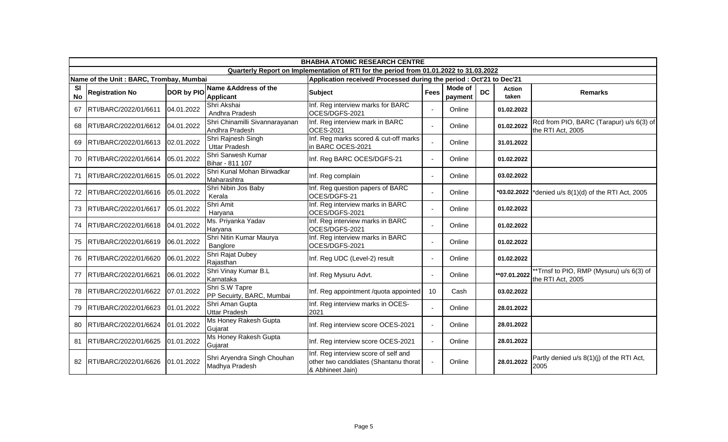| BHABHA ATOMIC RESEARCH CENTRE | | | | | | | | | |
|---|---|---|---|---|---|---|---|---|---|
| Quarterly Report on Implementation of RTI for the period from 01.01.2022 to 31.03.2022 | | | | | | | | | |
| Name of the Unit : BARC, Trombay, Mumbai | | | | Application received/ Processed during the period : Oct'21 to Dec'21 | | | | | |
| Sl No | Registration No | DOR by PIO | Name &Address of the Applicant | Subject | Fees | Mode of payment | DC | Action taken | Remarks |
| 67 | RTI/BARC/2022/01/6611 | 04.01.2022 | Shri Akshai Andhra Pradesh | Inf. Reg interview marks for BARC OCES/DGFS-2021 | - | Online | | 01.02.2022 | |
| 68 | RTI/BARC/2022/01/6612 | 04.01.2022 | Shri Chinamilli Sivannarayanan Andhra Pradesh | Inf. Reg interview mark in BARC OCES-2021 | - | Online | | 01.02.2022 | Rcd from PIO, BARC (Tarapur) u/s 6(3) of the RTI Act, 2005 |
| 69 | RTI/BARC/2022/01/6613 | 02.01.2022 | Shri Rajnesh Singh Uttar Pradesh | Inf. Reg marks scored & cut-off marks in BARC OCES-2021 | - | Online | | 31.01.2022 | |
| 70 | RTI/BARC/2022/01/6614 | 05.01.2022 | Shri Sarwesh Kumar Bihar - 811 107 | Inf. Reg BARC OCES/DGFS-21 | - | Online | | 01.02.2022 | |
| 71 | RTI/BARC/2022/01/6615 | 05.01.2022 | Shri Kunal Mohan Birwadkar Maharashtra | Inf. Reg complain | - | Online | | 03.02.2022 | |
| 72 | RTI/BARC/2022/01/6616 | 05.01.2022 | Shri Nibin Jos Baby Kerala | Inf. Reg question papers of BARC OCES/DGFS-21 | - | Online | | *03.02.2022 | *denied u/s 8(1)(d) of the RTI Act, 2005 |
| 73 | RTI/BARC/2022/01/6617 | 05.01.2022 | Shri Amit Haryana | Inf. Reg interview marks in BARC OCES/DGFS-2021 | - | Online | | 01.02.2022 | |
| 74 | RTI/BARC/2022/01/6618 | 04.01.2022 | Ms. Priyanka Yadav Haryana | Inf. Reg interview marks in BARC OCES/DGFS-2021 | - | Online | | 01.02.2022 | |
| 75 | RTI/BARC/2022/01/6619 | 06.01.2022 | Shri Nitin Kumar Maurya Banglore | Inf. Reg interview marks in BARC OCES/DGFS-2021 | - | Online | | 01.02.2022 | |
| 76 | RTI/BARC/2022/01/6620 | 06.01.2022 | Shri Rajat Dubey Rajasthan | Inf. Reg UDC (Level-2) result | - | Online | | 01.02.2022 | |
| 77 | RTI/BARC/2022/01/6621 | 06.01.2022 | Shri Vinay Kumar B.L Karnataka | Inf. Reg Mysuru Advt. | - | Online | | **07.01.2022 | **Trnsf to PIO, RMP (Mysuru) u/s 6(3) of the RTI Act, 2005 |
| 78 | RTI/BARC/2022/01/6622 | 07.01.2022 | Shri S.W Tapre PP Secuirty, BARC, Mumbai | Inf. Reg appointment /quota appointed | 10 | Cash | | 03.02.2022 | |
| 79 | RTI/BARC/2022/01/6623 | 01.01.2022 | Shri Aman Gupta Uttar Pradesh | Inf. Reg interview marks in OCES-2021 | - | Online | | 28.01.2022 | |
| 80 | RTI/BARC/2022/01/6624 | 01.01.2022 | Ms Honey Rakesh Gupta Gujarat | Inf. Reg interview score OCES-2021 | - | Online | | 28.01.2022 | |
| 81 | RTI/BARC/2022/01/6625 | 01.01.2022 | Ms Honey Rakesh Gupta Gujarat | Inf. Reg interview score OCES-2021 | - | Online | | 28.01.2022 | |
| 82 | RTI/BARC/2022/01/6626 | 01.01.2022 | Shri Aryendra Singh Chouhan Madhya Pradesh | Inf. Reg interview score of self and other two canddiates (Shantanu thorat & Abhineet Jain) | - | Online | | 28.01.2022 | Partly denied u/s 8(1)(j) of the RTI Act, 2005 |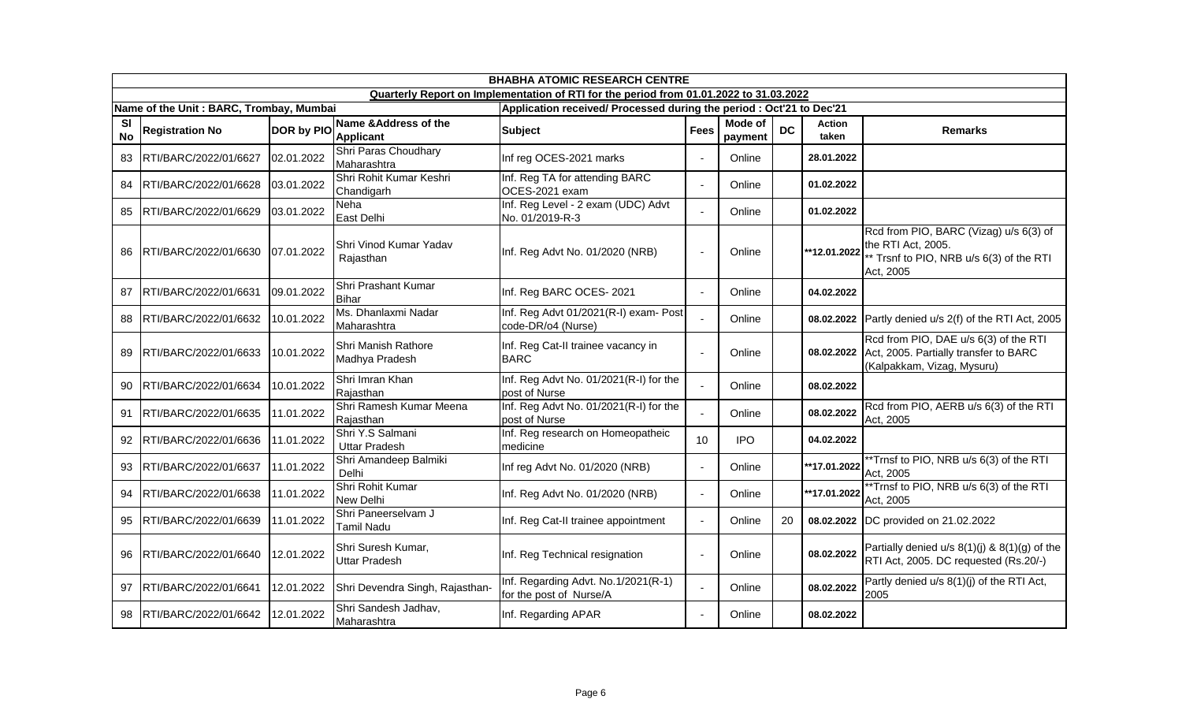| BHABHA ATOMIC RESEARCH CENTRE | | | | | | | | | |
|---|---|---|---|---|---|---|---|---|---|
| Quarterly Report on Implementation of RTI for the period from 01.01.2022 to 31.03.2022 | | | | | | | | | |
| Name of the Unit : BARC, Trombay, Mumbai | | | | Application received/ Processed during the period : Oct'21 to Dec'21 | | | | | |
| Sl No | Registration No | DOR by PIO | Name &Address of the Applicant | Subject | Fees | Mode of payment | DC | Action taken | Remarks |
| 83 | RTI/BARC/2022/01/6627 | 02.01.2022 | Shri Paras Choudhary Maharashtra | Inf reg OCES-2021 marks | - | Online | | 28.01.2022 | |
| 84 | RTI/BARC/2022/01/6628 | 03.01.2022 | Shri Rohit Kumar Keshri Chandigarh | Inf. Reg TA for attending BARC OCES-2021 exam | - | Online | | 01.02.2022 | |
| 85 | RTI/BARC/2022/01/6629 | 03.01.2022 | Neha East Delhi | Inf. Reg Level - 2 exam (UDC) Advt No. 01/2019-R-3 | - | Online | | 01.02.2022 | |
| 86 | RTI/BARC/2022/01/6630 | 07.01.2022 | Shri Vinod Kumar Yadav Rajasthan | Inf. Reg Advt No. 01/2020 (NRB) | - | Online | | **12.01.2022 | Rcd from PIO, BARC (Vizag) u/s 6(3) of the RTI Act, 2005. ** Trsnf to PIO, NRB u/s 6(3) of the RTI Act, 2005 |
| 87 | RTI/BARC/2022/01/6631 | 09.01.2022 | Shri Prashant Kumar Bihar | Inf. Reg BARC OCES- 2021 | - | Online | | 04.02.2022 | |
| 88 | RTI/BARC/2022/01/6632 | 10.01.2022 | Ms. Dhanlaxmi Nadar Maharashtra | Inf. Reg Advt 01/2021(R-I) exam- Post code-DR/o4 (Nurse) | - | Online | | 08.02.2022 | Partly denied u/s 2(f) of the RTI Act, 2005 |
| 89 | RTI/BARC/2022/01/6633 | 10.01.2022 | Shri Manish Rathore Madhya Pradesh | Inf. Reg Cat-II trainee vacancy in BARC | - | Online | | 08.02.2022 | Rcd from PIO, DAE u/s 6(3) of the RTI Act, 2005. Partially transfer to BARC (Kalpakkam, Vizag, Mysuru) |
| 90 | RTI/BARC/2022/01/6634 | 10.01.2022 | Shri Imran Khan Rajasthan | Inf. Reg Advt No. 01/2021(R-I) for the post of Nurse | - | Online | | 08.02.2022 | |
| 91 | RTI/BARC/2022/01/6635 | 11.01.2022 | Shri Ramesh Kumar Meena Rajasthan | Inf. Reg Advt No. 01/2021(R-I) for the post of Nurse | - | Online | | 08.02.2022 | Rcd from PIO, AERB u/s 6(3) of the RTI Act, 2005 |
| 92 | RTI/BARC/2022/01/6636 | 11.01.2022 | Shri Y.S Salmani Uttar Pradesh | Inf. Reg research on Homeopatheic medicine | 10 | IPO | | 04.02.2022 | |
| 93 | RTI/BARC/2022/01/6637 | 11.01.2022 | Shri Amandeep Balmiki Delhi | Inf reg Advt No. 01/2020 (NRB) | - | Online | | **17.01.2022 | **Trnsf to PIO, NRB u/s 6(3) of the RTI Act, 2005 |
| 94 | RTI/BARC/2022/01/6638 | 11.01.2022 | Shri Rohit Kumar New Delhi | Inf. Reg Advt No. 01/2020 (NRB) | - | Online | | **17.01.2022 | **Trnsf to PIO, NRB u/s 6(3) of the RTI Act, 2005 |
| 95 | RTI/BARC/2022/01/6639 | 11.01.2022 | Shri Paneerselvam J Tamil Nadu | Inf. Reg Cat-II trainee appointment | - | Online | 20 | 08.02.2022 | DC provided on 21.02.2022 |
| 96 | RTI/BARC/2022/01/6640 | 12.01.2022 | Shri Suresh Kumar, Uttar Pradesh | Inf. Reg Technical resignation | - | Online | | 08.02.2022 | Partially denied u/s 8(1)(j) & 8(1)(g) of the RTI Act, 2005. DC requested (Rs.20/-) |
| 97 | RTI/BARC/2022/01/6641 | 12.01.2022 | Shri Devendra Singh, Rajasthan- | Inf. Regarding Advt. No.1/2021(R-1) for the post of Nurse/A | - | Online | | 08.02.2022 | Partly denied u/s 8(1)(j) of the RTI Act, 2005 |
| 98 | RTI/BARC/2022/01/6642 | 12.01.2022 | Shri Sandesh Jadhav, Maharashtra | Inf. Regarding APAR | - | Online | | 08.02.2022 | |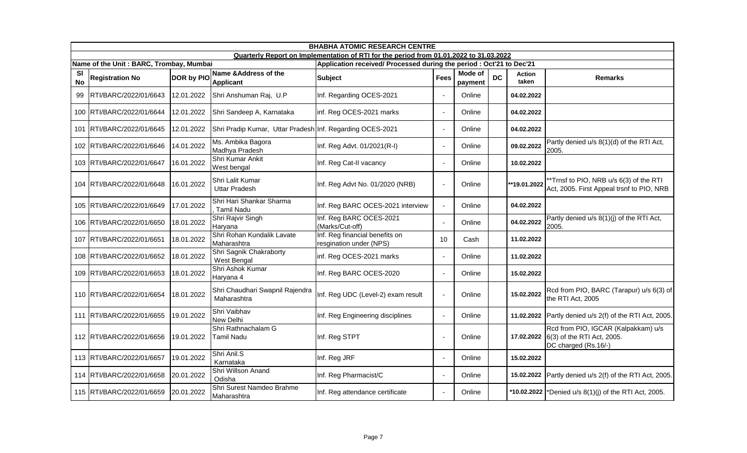| BHABHA ATOMIC RESEARCH CENTRE | | | | | | | | | |
|---|---|---|---|---|---|---|---|---|---|
| Quarterly Report on Implementation of RTI for the period from 01.01.2022 to 31.03.2022 | | | | | | | | | |
| Name of the Unit : BARC, Trombay, Mumbai | | | Application received/ Processed during the period : Oct'21 to Dec'21 | | | | | | |
| Sl No | Registration No | DOR by PIO | Name &Address of the Applicant | Subject | Fees | Mode of payment | DC | Action taken | Remarks |
| 99 | RTI/BARC/2022/01/6643 | 12.01.2022 | Shri Anshuman Raj, U.P | Inf. Regarding OCES-2021 | - | Online | | 04.02.2022 | |
| 100 | RTI/BARC/2022/01/6644 | 12.01.2022 | Shri Sandeep A, Karnataka | inf. Reg OCES-2021 marks | - | Online | | 04.02.2022 | |
| 101 | RTI/BARC/2022/01/6645 | 12.01.2022 | Shri Pradip Kumar, Uttar Pradesh | Inf. Regarding OCES-2021 | - | Online | | 04.02.2022 | |
| 102 | RTI/BARC/2022/01/6646 | 14.01.2022 | Ms. Ambika Bagora Madhya Pradesh | Inf. Reg Advt. 01/2021(R-I) | - | Online | | 09.02.2022 | Partly denied u/s 8(1)(d) of the RTI Act, 2005. |
| 103 | RTI/BARC/2022/01/6647 | 16.01.2022 | Shri Kumar Ankit West bengal | Inf. Reg Cat-II vacancy | - | Online | | 10.02.2022 | |
| 104 | RTI/BARC/2022/01/6648 | 16.01.2022 | Shri Lalit Kumar Uttar Pradesh | Inf. Reg Advt No. 01/2020 (NRB) | - | Online | | **19.01.2022 | **Trnsf to PIO, NRB u/s 6(3) of the RTI Act, 2005. First Appeal trsnf to PIO, NRB |
| 105 | RTI/BARC/2022/01/6649 | 17.01.2022 | Shri Hari Shankar Sharma , Tamil Nadu | Inf. Reg BARC OCES-2021 interview | - | Online | | 04.02.2022 | |
| 106 | RTI/BARC/2022/01/6650 | 18.01.2022 | Shri Rajvir Singh Haryana | Inf. Reg BARC OCES-2021 (Marks/Cut-off) | - | Online | | 04.02.2022 | Partly denied u/s 8(1)(j) of the RTI Act, 2005. |
| 107 | RTI/BARC/2022/01/6651 | 18.01.2022 | Shri Rohan Kundalik Lavate Maharashtra | Inf. Reg financial benefits on resgination under (NPS) | 10 | Cash | | 11.02.2022 | |
| 108 | RTI/BARC/2022/01/6652 | 18.01.2022 | Shri Sagnik Chakraborty West Bengal | inf. Reg OCES-2021 marks | - | Online | | 11.02.2022 | |
| 109 | RTI/BARC/2022/01/6653 | 18.01.2022 | Shri Ashok Kumar Haryana 4 | Inf. Reg BARC OCES-2020 | - | Online | | 15.02.2022 | |
| 110 | RTI/BARC/2022/01/6654 | 18.01.2022 | Shri Chaudhari Swapnil Rajendra Maharashtra | Inf. Reg UDC (Level-2) exam result | - | Online | | 15.02.2022 | Rcd from PIO, BARC (Tarapur) u/s 6(3) of the RTI Act, 2005 |
| 111 | RTI/BARC/2022/01/6655 | 19.01.2022 | Shri Vaibhav New Delhi | Inf. Reg Engineering disciplines | - | Online | | 11.02.2022 | Partly denied u/s 2(f) of the RTI Act, 2005. |
| 112 | RTI/BARC/2022/01/6656 | 19.01.2022 | Shri Rathnachalam G Tamil Nadu | Inf. Reg STPT | - | Online | | 17.02.2022 | Rcd from PIO, IGCAR (Kalpakkam) u/s 6(3) of the RTI Act, 2005. DC charged (Rs.16/-) |
| 113 | RTI/BARC/2022/01/6657 | 19.01.2022 | Shri Anil.S Karnataka | Inf. Reg JRF | - | Online | | 15.02.2022 | |
| 114 | RTI/BARC/2022/01/6658 | 20.01.2022 | Shri Willson Anand Odisha | Inf. Reg Pharmacist/C | - | Online | | 15.02.2022 | Partly denied u/s 2(f) of the RTI Act, 2005. |
| 115 | RTI/BARC/2022/01/6659 | 20.01.2022 | Shri Surest Namdeo Brahme Maharashtra | Inf. Reg attendance certificate | - | Online | | *10.02.2022 | *Denied u/s 8(1)(j) of the RTI Act, 2005. |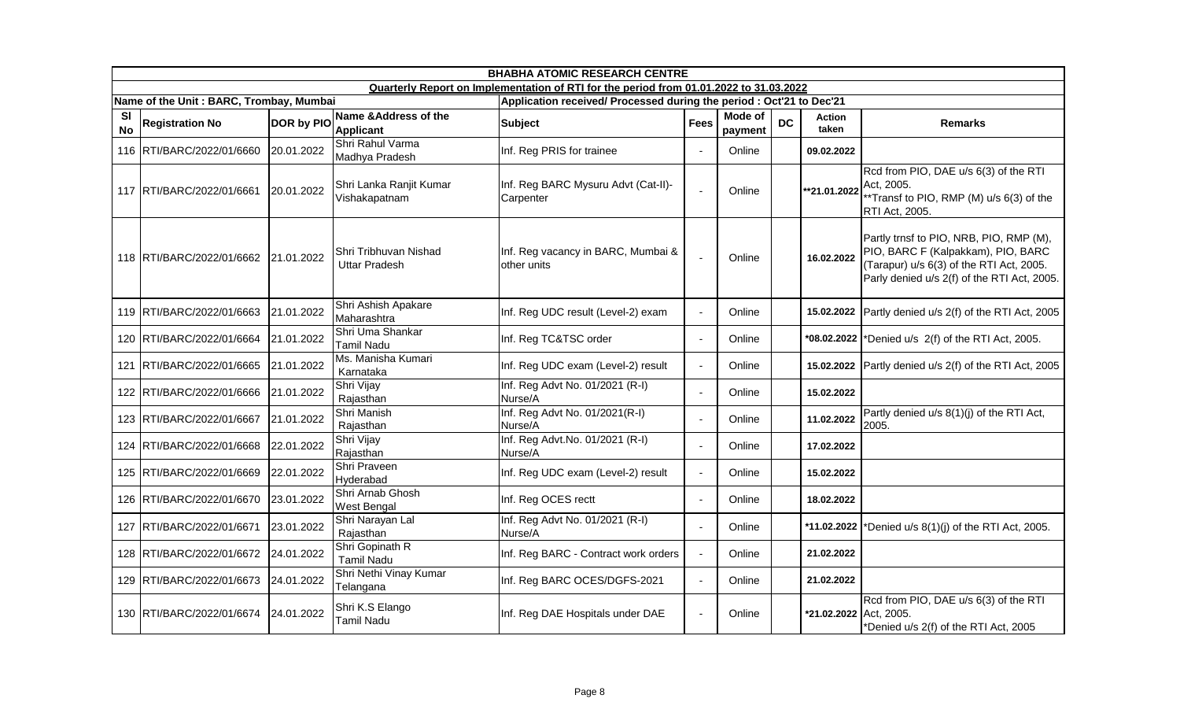# BHABHA ATOMIC RESEARCH CENTRE

## Quarterly Report on Implementation of RTI for the period from 01.01.2022 to 31.03.2022

**Name of the Unit : BARC, Trombay, Mumbai** | **Application received/ Processed during the period : Oct'21 to Dec'21**

| Sl No | Registration No | DOR by PIO | Name &Address of the Applicant | Subject | Fees | Mode of payment | DC | Action taken | Remarks |
|---|---|---|---|---|---|---|---|---|---|
| 116 | RTI/BARC/2022/01/6660 | 20.01.2022 | Shri Rahul Varma Madhya Pradesh | Inf. Reg PRIS for trainee | - | Online | | 09.02.2022 | |
| 117 | RTI/BARC/2022/01/6661 | 20.01.2022 | Shri Lanka Ranjit Kumar Vishakapatnam | Inf. Reg BARC Mysuru Advt (Cat-II)-Carpenter | - | Online | | **21.01.2022 | Rcd from PIO, DAE u/s 6(3) of the RTI Act, 2005. **Transf to PIO, RMP (M) u/s 6(3) of the RTI Act, 2005. |
| 118 | RTI/BARC/2022/01/6662 | 21.01.2022 | Shri Tribhuvan Nishad Uttar Pradesh | Inf. Reg vacancy in BARC, Mumbai & other units | - | Online | | 16.02.2022 | Partly trnsf to PIO, NRB, PIO, RMP (M), PIO, BARC F (Kalpakkam), PIO, BARC (Tarapur) u/s 6(3) of the RTI Act, 2005. Parly denied u/s 2(f) of the RTI Act, 2005. |
| 119 | RTI/BARC/2022/01/6663 | 21.01.2022 | Shri Ashish Apakare Maharashtra | Inf. Reg UDC result (Level-2) exam | - | Online | | 15.02.2022 | Partly denied u/s 2(f) of the RTI Act, 2005 |
| 120 | RTI/BARC/2022/01/6664 | 21.01.2022 | Shri Uma Shankar Tamil Nadu | Inf. Reg TC&TSC order | - | Online | | *08.02.2022 | *Denied u/s 2(f) of the RTI Act, 2005. |
| 121 | RTI/BARC/2022/01/6665 | 21.01.2022 | Ms. Manisha Kumari Karnataka | Inf. Reg UDC exam (Level-2) result | - | Online | | 15.02.2022 | Partly denied u/s 2(f) of the RTI Act, 2005 |
| 122 | RTI/BARC/2022/01/6666 | 21.01.2022 | Shri Vijay Rajasthan | Inf. Reg Advt No. 01/2021 (R-I) Nurse/A | - | Online | | 15.02.2022 | |
| 123 | RTI/BARC/2022/01/6667 | 21.01.2022 | Shri Manish Rajasthan | Inf. Reg Advt No. 01/2021(R-I) Nurse/A | - | Online | | 11.02.2022 | Partly denied u/s 8(1)(j) of the RTI Act, 2005. |
| 124 | RTI/BARC/2022/01/6668 | 22.01.2022 | Shri Vijay Rajasthan | Inf. Reg Advt.No. 01/2021 (R-I) Nurse/A | - | Online | | 17.02.2022 | |
| 125 | RTI/BARC/2022/01/6669 | 22.01.2022 | Shri Praveen Hyderabad | Inf. Reg UDC exam (Level-2) result | - | Online | | 15.02.2022 | |
| 126 | RTI/BARC/2022/01/6670 | 23.01.2022 | Shri Arnab Ghosh West Bengal | Inf. Reg OCES rectt | - | Online | | 18.02.2022 | |
| 127 | RTI/BARC/2022/01/6671 | 23.01.2022 | Shri Narayan Lal Rajasthan | Inf. Reg Advt No. 01/2021 (R-I) Nurse/A | - | Online | | *11.02.2022 | *Denied u/s 8(1)(j) of the RTI Act, 2005. |
| 128 | RTI/BARC/2022/01/6672 | 24.01.2022 | Shri Gopinath R Tamil Nadu | Inf. Reg BARC - Contract work orders | - | Online | | 21.02.2022 | |
| 129 | RTI/BARC/2022/01/6673 | 24.01.2022 | Shri Nethi Vinay Kumar Telangana | Inf. Reg BARC OCES/DGFS-2021 | - | Online | | 21.02.2022 | |
| 130 | RTI/BARC/2022/01/6674 | 24.01.2022 | Shri K.S Elango Tamil Nadu | Inf. Reg DAE Hospitals under DAE | - | Online | | *21.02.2022 | Rcd from PIO, DAE u/s 6(3) of the RTI Act, 2005. *Denied u/s 2(f) of the RTI Act, 2005 |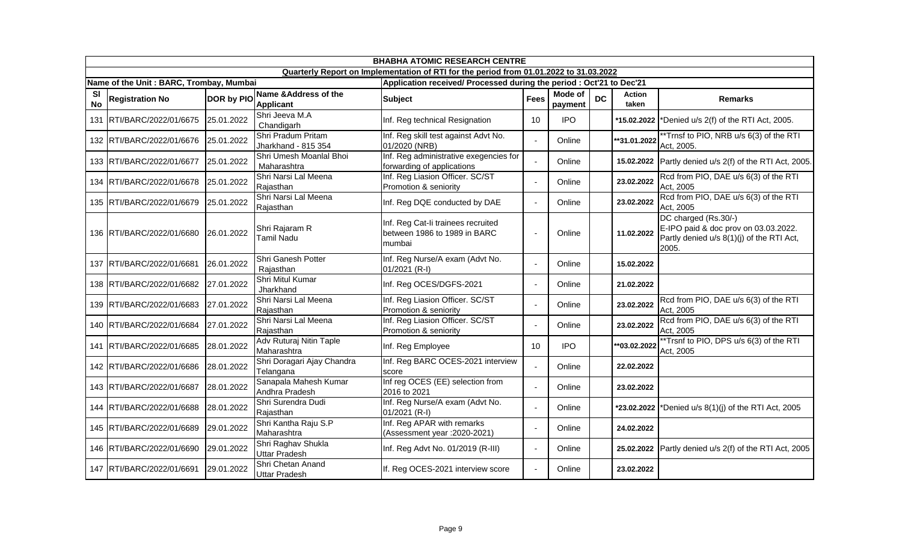| BHABHA ATOMIC RESEARCH CENTRE | | | | | | | | | |
|---|---|---|---|---|---|---|---|---|---|
| Quarterly Report on Implementation of RTI for the period from 01.01.2022 to 31.03.2022 | | | | | | | | | |
| Name of the Unit : BARC, Trombay, Mumbai | | | Application received/ Processed during the period : Oct'21 to Dec'21 | | | | | | |
| Sl No | Registration No | DOR by PIO | Name &Address of the Applicant | Subject | Fees | Mode of payment | DC | Action taken | Remarks |
| 131 | RTI/BARC/2022/01/6675 | 25.01.2022 | Shri Jeeva M.A Chandigarh | Inf. Reg technical Resignation | 10 | IPO | | *15.02.2022 | *Denied u/s 2(f) of the RTI Act, 2005. |
| 132 | RTI/BARC/2022/01/6676 | 25.01.2022 | Shri Pradum Pritam Jharkhand - 815 354 | Inf. Reg skill test against Advt No. 01/2020 (NRB) | - | Online | | **31.01.2022 | **Trnsf to PIO, NRB u/s 6(3) of the RTI Act, 2005. |
| 133 | RTI/BARC/2022/01/6677 | 25.01.2022 | Shri Umesh Moanlal Bhoi Maharashtra | Inf. Reg administrative exegencies for forwarding of applications | - | Online | | 15.02.2022 | Partly denied u/s 2(f) of the RTI Act, 2005. |
| 134 | RTI/BARC/2022/01/6678 | 25.01.2022 | Shri Narsi Lal Meena Rajasthan | Inf. Reg Liasion Officer. SC/ST Promotion & seniority | - | Online | | 23.02.2022 | Rcd from PIO, DAE u/s 6(3) of the RTI Act, 2005 |
| 135 | RTI/BARC/2022/01/6679 | 25.01.2022 | Shri Narsi Lal Meena Rajasthan | Inf. Reg DQE conducted by DAE | - | Online | | 23.02.2022 | Rcd from PIO, DAE u/s 6(3) of the RTI Act, 2005 |
| 136 | RTI/BARC/2022/01/6680 | 26.01.2022 | Shri Rajaram R Tamil Nadu | Inf. Reg Cat-Ii trainees recruited between 1986 to 1989 in BARC mumbai | - | Online | | 11.02.2022 | DC charged (Rs.30/-) E-IPO paid & doc prov on 03.03.2022. Partly denied u/s 8(1)(j) of the RTI Act, 2005. |
| 137 | RTI/BARC/2022/01/6681 | 26.01.2022 | Shri Ganesh Potter Rajasthan | Inf. Reg Nurse/A exam (Advt No. 01/2021 (R-I) | - | Online | | 15.02.2022 | |
| 138 | RTI/BARC/2022/01/6682 | 27.01.2022 | Shri Mitul Kumar Jharkhand | Inf. Reg OCES/DGFS-2021 | - | Online | | 21.02.2022 | |
| 139 | RTI/BARC/2022/01/6683 | 27.01.2022 | Shri Narsi Lal Meena Rajasthan | Inf. Reg Liasion Officer. SC/ST Promotion & seniority | - | Online | | 23.02.2022 | Rcd from PIO, DAE u/s 6(3) of the RTI Act, 2005 |
| 140 | RTI/BARC/2022/01/6684 | 27.01.2022 | Shri Narsi Lal Meena Rajasthan | Inf. Reg Liasion Officer. SC/ST Promotion & seniority | - | Online | | 23.02.2022 | Rcd from PIO, DAE u/s 6(3) of the RTI Act, 2005 |
| 141 | RTI/BARC/2022/01/6685 | 28.01.2022 | Adv Ruturaj Nitin Taple Maharashtra | Inf. Reg Employee | 10 | IPO | | **03.02.2022 | **Trsnf to PIO, DPS u/s 6(3) of the RTI Act, 2005 |
| 142 | RTI/BARC/2022/01/6686 | 28.01.2022 | Shri Doragari Ajay Chandra Telangana | Inf. Reg BARC OCES-2021 interview score | - | Online | | 22.02.2022 | |
| 143 | RTI/BARC/2022/01/6687 | 28.01.2022 | Sanapala Mahesh Kumar Andhra Pradesh | Inf reg OCES (EE) selection from 2016 to 2021 | - | Online | | 23.02.2022 | |
| 144 | RTI/BARC/2022/01/6688 | 28.01.2022 | Shri Surendra Dudi Rajasthan | Inf. Reg Nurse/A exam (Advt No. 01/2021 (R-I) | - | Online | | *23.02.2022 | *Denied u/s 8(1)(j) of the RTI Act, 2005 |
| 145 | RTI/BARC/2022/01/6689 | 29.01.2022 | Shri Kantha Raju S.P Maharashtra | Inf. Reg APAR with remarks (Assessment year :2020-2021) | - | Online | | 24.02.2022 | |
| 146 | RTI/BARC/2022/01/6690 | 29.01.2022 | Shri Raghav Shukla Uttar Pradesh | Inf. Reg Advt No. 01/2019 (R-III) | - | Online | | 25.02.2022 | Partly denied u/s 2(f) of the RTI Act, 2005 |
| 147 | RTI/BARC/2022/01/6691 | 29.01.2022 | Shri Chetan Anand Uttar Pradesh | If. Reg OCES-2021 interview score | - | Online | | 23.02.2022 | |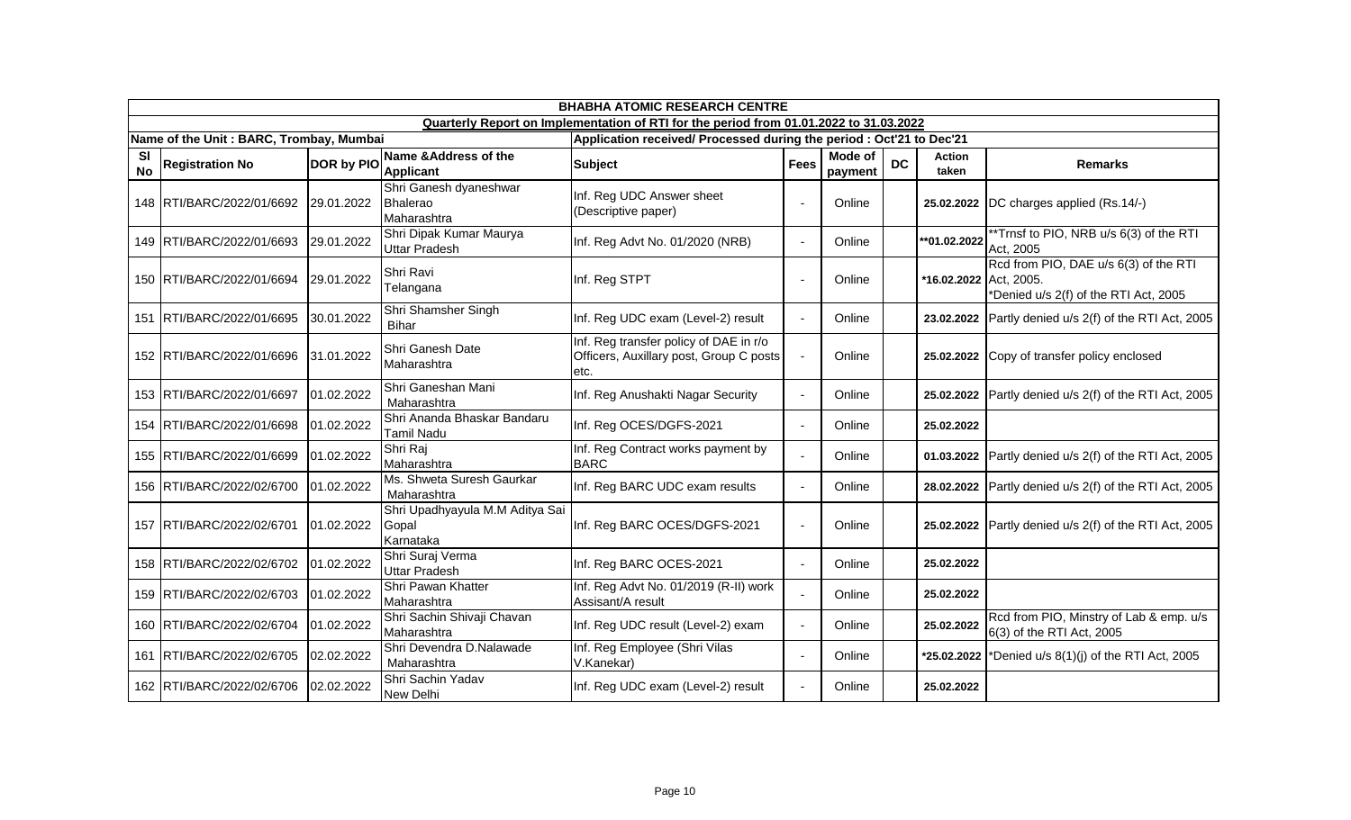| BHABHA ATOMIC RESEARCH CENTRE | | | | | | | | | |
|---|---|---|---|---|---|---|---|---|---|
| Quarterly Report on Implementation of RTI for the period from 01.01.2022 to 31.03.2022 | | | | | | | | | |
| Name of the Unit : BARC, Trombay, Mumbai | | | | Application received/ Processed during the period : Oct'21 to Dec'21 | | | | | |
| Sl No | Registration No | DOR by PIO | Name &Address of the Applicant | Subject | Fees | Mode of payment | DC | Action taken | Remarks |
| 148 | RTI/BARC/2022/01/6692 | 29.01.2022 | Shri Ganesh dyaneshwar Bhalerao Maharashtra | Inf. Reg UDC Answer sheet (Descriptive paper) | - | Online | | 25.02.2022 | DC charges applied (Rs.14/-) |
| 149 | RTI/BARC/2022/01/6693 | 29.01.2022 | Shri Dipak Kumar Maurya Uttar Pradesh | Inf. Reg Advt No. 01/2020 (NRB) | - | Online | | **01.02.2022 | **Trnsf to PIO, NRB u/s 6(3) of the RTI Act, 2005 |
| 150 | RTI/BARC/2022/01/6694 | 29.01.2022 | Shri Ravi Telangana | Inf. Reg STPT | - | Online | | *16.02.2022 | Rcd from PIO, DAE u/s 6(3) of the RTI Act, 2005. *Denied u/s 2(f) of the RTI Act, 2005 |
| 151 | RTI/BARC/2022/01/6695 | 30.01.2022 | Shri Shamsher Singh Bihar | Inf. Reg UDC exam (Level-2) result | - | Online | | 23.02.2022 | Partly denied u/s 2(f) of the RTI Act, 2005 |
| 152 | RTI/BARC/2022/01/6696 | 31.01.2022 | Shri Ganesh Date Maharashtra | Inf. Reg transfer policy of DAE in r/o Officers, Auxillary post, Group C posts etc. | - | Online | | 25.02.2022 | Copy of transfer policy enclosed |
| 153 | RTI/BARC/2022/01/6697 | 01.02.2022 | Shri Ganeshan Mani Maharashtra | Inf. Reg Anushakti Nagar Security | - | Online | | 25.02.2022 | Partly denied u/s 2(f) of the RTI Act, 2005 |
| 154 | RTI/BARC/2022/01/6698 | 01.02.2022 | Shri Ananda Bhaskar Bandaru Tamil Nadu | Inf. Reg OCES/DGFS-2021 | - | Online | | 25.02.2022 | |
| 155 | RTI/BARC/2022/01/6699 | 01.02.2022 | Shri Raj Maharashtra | Inf. Reg Contract works payment by BARC | - | Online | | 01.03.2022 | Partly denied u/s 2(f) of the RTI Act, 2005 |
| 156 | RTI/BARC/2022/02/6700 | 01.02.2022 | Ms. Shweta Suresh Gaurkar Maharashtra | Inf. Reg BARC UDC exam results | - | Online | | 28.02.2022 | Partly denied u/s 2(f) of the RTI Act, 2005 |
| 157 | RTI/BARC/2022/02/6701 | 01.02.2022 | Shri Upadhyayula M.M Aditya Sai Gopal Karnataka | Inf. Reg BARC OCES/DGFS-2021 | - | Online | | 25.02.2022 | Partly denied u/s 2(f) of the RTI Act, 2005 |
| 158 | RTI/BARC/2022/02/6702 | 01.02.2022 | Shri Suraj Verma Uttar Pradesh | Inf. Reg BARC OCES-2021 | - | Online | | 25.02.2022 | |
| 159 | RTI/BARC/2022/02/6703 | 01.02.2022 | Shri Pawan Khatter Maharashtra | Inf. Reg Advt No. 01/2019 (R-II) work Assisant/A result | - | Online | | 25.02.2022 | |
| 160 | RTI/BARC/2022/02/6704 | 01.02.2022 | Shri Sachin Shivaji Chavan Maharashtra | Inf. Reg UDC result (Level-2) exam | - | Online | | 25.02.2022 | Rcd from PIO, Minstry of Lab & emp. u/s 6(3) of the RTI Act, 2005 |
| 161 | RTI/BARC/2022/02/6705 | 02.02.2022 | Shri Devendra D.Nalawade Maharashtra | Inf. Reg Employee (Shri Vilas V.Kanekar) | - | Online | | *25.02.2022 | *Denied u/s 8(1)(j) of the RTI Act, 2005 |
| 162 | RTI/BARC/2022/02/6706 | 02.02.2022 | Shri Sachin Yadav New Delhi | Inf. Reg UDC exam (Level-2) result | - | Online | | 25.02.2022 | |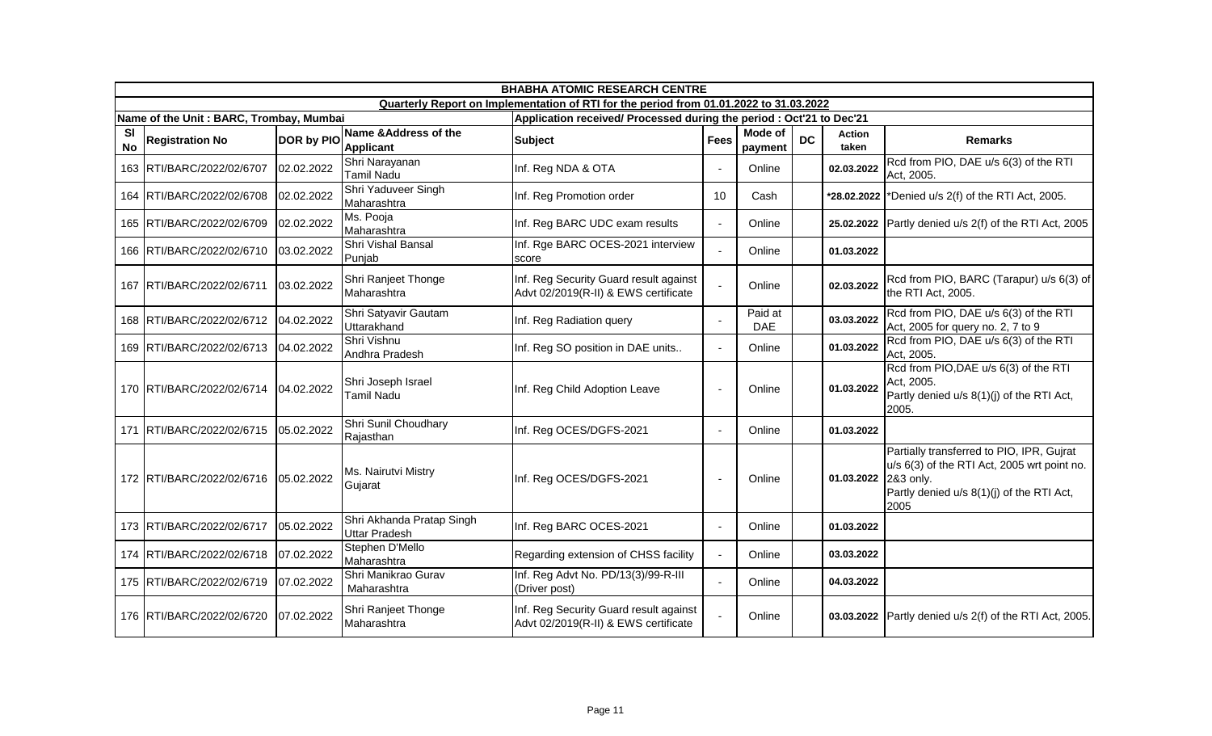| BHABHA ATOMIC RESEARCH CENTRE | | | | | | | | | |
|---|---|---|---|---|---|---|---|---|---|
| Quarterly Report on Implementation of RTI for the period from 01.01.2022 to 31.03.2022 | | | | | | | | | |
| Name of the Unit : BARC, Trombay, Mumbai | | | | Application received/ Processed during the period : Oct'21 to Dec'21 | | | | | |
| Sl No | Registration No | DOR by PIO | Name &Address of the Applicant | Subject | Fees | Mode of payment | DC | Action taken | Remarks |
| 163 | RTI/BARC/2022/02/6707 | 02.02.2022 | Shri Narayanan Tamil Nadu | Inf. Reg NDA & OTA | - | Online | | 02.03.2022 | Rcd from PIO, DAE u/s 6(3) of the RTI Act, 2005. |
| 164 | RTI/BARC/2022/02/6708 | 02.02.2022 | Shri Yaduveer Singh Maharashtra | Inf. Reg Promotion order | 10 | Cash | | *28.02.2022 | *Denied u/s 2(f) of the RTI Act, 2005. |
| 165 | RTI/BARC/2022/02/6709 | 02.02.2022 | Ms. Pooja Maharashtra | Inf. Reg BARC UDC exam results | - | Online | | 25.02.2022 | Partly denied u/s 2(f) of the RTI Act, 2005 |
| 166 | RTI/BARC/2022/02/6710 | 03.02.2022 | Shri Vishal Bansal Punjab | Inf. Rge BARC OCES-2021 interview score | - | Online | | 01.03.2022 | |
| 167 | RTI/BARC/2022/02/6711 | 03.02.2022 | Shri Ranjeet Thonge Maharashtra | Inf. Reg Security Guard result against Advt 02/2019(R-II) & EWS certificate | - | Online | | 02.03.2022 | Rcd from PIO, BARC (Tarapur) u/s 6(3) of the RTI Act, 2005. |
| 168 | RTI/BARC/2022/02/6712 | 04.02.2022 | Shri Satyavir Gautam Uttarakhand | Inf. Reg Radiation query | - | Paid at DAE | | 03.03.2022 | Rcd from PIO, DAE u/s 6(3) of the RTI Act, 2005 for query no. 2, 7 to 9 |
| 169 | RTI/BARC/2022/02/6713 | 04.02.2022 | Shri Vishnu Andhra Pradesh | Inf. Reg SO position in DAE units.. | - | Online | | 01.03.2022 | Rcd from PIO, DAE u/s 6(3) of the RTI Act, 2005. |
| 170 | RTI/BARC/2022/02/6714 | 04.02.2022 | Shri Joseph Israel Tamil Nadu | Inf. Reg Child Adoption Leave | - | Online | | 01.03.2022 | Rcd from PIO,DAE u/s 6(3) of the RTI Act, 2005. Partly denied u/s 8(1)(j) of the RTI Act, 2005. |
| 171 | RTI/BARC/2022/02/6715 | 05.02.2022 | Shri Sunil Choudhary Rajasthan | Inf. Reg OCES/DGFS-2021 | - | Online | | 01.03.2022 | |
| 172 | RTI/BARC/2022/02/6716 | 05.02.2022 | Ms. Nairutvi Mistry Gujarat | Inf. Reg OCES/DGFS-2021 | - | Online | | 01.03.2022 | Partially transferred to PIO, IPR, Gujrat u/s 6(3) of the RTI Act, 2005 wrt point no. 2&3 only. Partly denied u/s 8(1)(j) of the RTI Act, 2005 |
| 173 | RTI/BARC/2022/02/6717 | 05.02.2022 | Shri Akhanda Pratap Singh Uttar Pradesh | Inf. Reg BARC OCES-2021 | - | Online | | 01.03.2022 | |
| 174 | RTI/BARC/2022/02/6718 | 07.02.2022 | Stephen D'Mello Maharashtra | Regarding extension of CHSS facility | - | Online | | 03.03.2022 | |
| 175 | RTI/BARC/2022/02/6719 | 07.02.2022 | Shri Manikrao Gurav Maharashtra | Inf. Reg Advt No. PD/13(3)/99-R-III (Driver post) | - | Online | | 04.03.2022 | |
| 176 | RTI/BARC/2022/02/6720 | 07.02.2022 | Shri Ranjeet Thonge Maharashtra | Inf. Reg Security Guard result against Advt 02/2019(R-II) & EWS certificate | - | Online | | 03.03.2022 | Partly denied u/s 2(f) of the RTI Act, 2005. |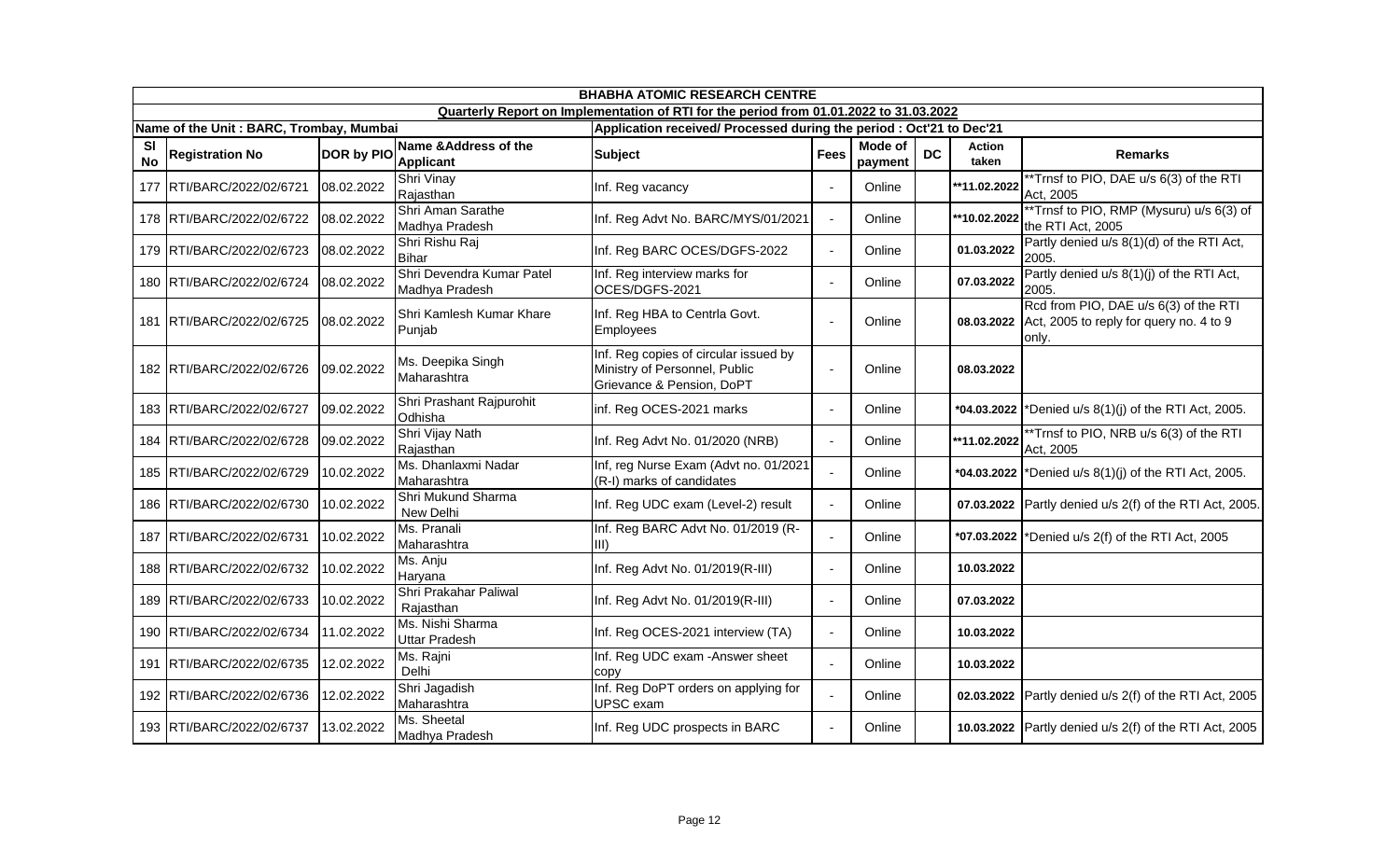| BHABHA ATOMIC RESEARCH CENTRE | | | | | | | | | |
|---|---|---|---|---|---|---|---|---|---|
| Quarterly Report on Implementation of RTI for the period from 01.01.2022 to 31.03.2022 | | | | | | | | | |
| Name of the Unit : BARC, Trombay, Mumbai | | | | Application received/ Processed during the period : Oct'21 to Dec'21 | | | | | |
| Sl No | Registration No | DOR by PIO | Name &Address of the Applicant | Subject | Fees | Mode of payment | DC | Action taken | Remarks |
| 177 | RTI/BARC/2022/02/6721 | 08.02.2022 | Shri Vinay Rajasthan | Inf. Reg vacancy | - | Online | | **11.02.2022 | **Trnsf to PIO, DAE u/s 6(3) of the RTI Act, 2005 |
| 178 | RTI/BARC/2022/02/6722 | 08.02.2022 | Shri Aman Sarathe Madhya Pradesh | Inf. Reg Advt No. BARC/MYS/01/2021 | - | Online | | **10.02.2022 | **Trnsf to PIO, RMP (Mysuru) u/s 6(3) of the RTI Act, 2005 |
| 179 | RTI/BARC/2022/02/6723 | 08.02.2022 | Shri Rishu Raj Bihar | Inf. Reg BARC OCES/DGFS-2022 | - | Online | | 01.03.2022 | Partly denied u/s 8(1)(d) of the RTI Act, 2005. |
| 180 | RTI/BARC/2022/02/6724 | 08.02.2022 | Shri Devendra Kumar Patel Madhya Pradesh | Inf. Reg interview marks for OCES/DGFS-2021 | - | Online | | 07.03.2022 | Partly denied u/s 8(1)(j) of the RTI Act, 2005. |
| 181 | RTI/BARC/2022/02/6725 | 08.02.2022 | Shri Kamlesh Kumar Khare Punjab | Inf. Reg HBA to Centrla Govt. Employees | - | Online | | 08.03.2022 | Rcd from PIO, DAE u/s 6(3) of the RTI Act, 2005 to reply for query no. 4 to 9 only. |
| 182 | RTI/BARC/2022/02/6726 | 09.02.2022 | Ms. Deepika Singh Maharashtra | Inf. Reg copies of circular issued by Ministry of Personnel, Public Grievance & Pension, DoPT | - | Online | | 08.03.2022 | |
| 183 | RTI/BARC/2022/02/6727 | 09.02.2022 | Shri Prashant Rajpurohit Odhisha | inf. Reg OCES-2021 marks | - | Online | | *04.03.2022 | *Denied u/s 8(1)(j) of the RTI Act, 2005. |
| 184 | RTI/BARC/2022/02/6728 | 09.02.2022 | Shri Vijay Nath Rajasthan | Inf. Reg Advt No. 01/2020 (NRB) | - | Online | | **11.02.2022 | **Trnsf to PIO, NRB u/s 6(3) of the RTI Act, 2005 |
| 185 | RTI/BARC/2022/02/6729 | 10.02.2022 | Ms. Dhanlaxmi Nadar Maharashtra | Inf, reg Nurse Exam (Advt no. 01/2021 (R-I) marks of candidates | - | Online | | *04.03.2022 | *Denied u/s 8(1)(j) of the RTI Act, 2005. |
| 186 | RTI/BARC/2022/02/6730 | 10.02.2022 | Shri Mukund Sharma New Delhi | Inf. Reg UDC exam (Level-2) result | - | Online | | 07.03.2022 | Partly denied u/s 2(f) of the RTI Act, 2005. |
| 187 | RTI/BARC/2022/02/6731 | 10.02.2022 | Ms. Pranali Maharashtra | Inf. Reg BARC Advt No. 01/2019 (R-III) | - | Online | | *07.03.2022 | *Denied u/s 2(f) of the RTI Act, 2005 |
| 188 | RTI/BARC/2022/02/6732 | 10.02.2022 | Ms. Anju Haryana | Inf. Reg Advt No. 01/2019(R-III) | - | Online | | 10.03.2022 | |
| 189 | RTI/BARC/2022/02/6733 | 10.02.2022 | Shri Prakahar Paliwal Rajasthan | Inf. Reg Advt No. 01/2019(R-III) | - | Online | | 07.03.2022 | |
| 190 | RTI/BARC/2022/02/6734 | 11.02.2022 | Ms. Nishi Sharma Uttar Pradesh | Inf. Reg OCES-2021 interview (TA) | - | Online | | 10.03.2022 | |
| 191 | RTI/BARC/2022/02/6735 | 12.02.2022 | Ms. Rajni Delhi | Inf. Reg UDC exam -Answer sheet copy | - | Online | | 10.03.2022 | |
| 192 | RTI/BARC/2022/02/6736 | 12.02.2022 | Shri Jagadish Maharashtra | Inf. Reg DoPT orders on applying for UPSC exam | - | Online | | 02.03.2022 | Partly denied u/s 2(f) of the RTI Act, 2005 |
| 193 | RTI/BARC/2022/02/6737 | 13.02.2022 | Ms. Sheetal Madhya Pradesh | Inf. Reg UDC prospects in BARC | - | Online | | 10.03.2022 | Partly denied u/s 2(f) of the RTI Act, 2005 |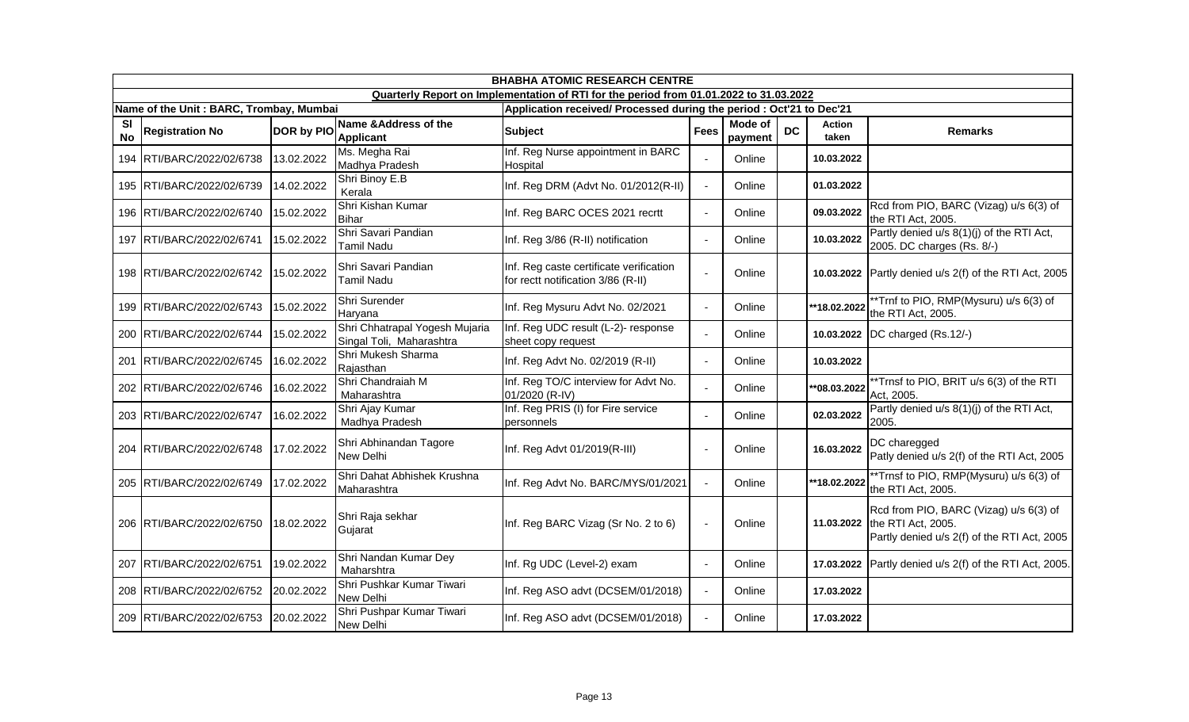# BHABHA ATOMIC RESEARCH CENTRE

## Quarterly Report on Implementation of RTI for the period from 01.01.2022 to 31.03.2022

**Name of the Unit : BARC, Trombay, Mumbai** — **Application received/ Processed during the period : Oct'21 to Dec'21**

| Sl No | Registration No | DOR by PIO | Name &Address of the Applicant | Subject | Fees | Mode of payment | DC | Action taken | Remarks |
|---|---|---|---|---|---|---|---|---|---|
| 194 | RTI/BARC/2022/02/6738 | 13.02.2022 | Ms. Megha Rai Madhya Pradesh | Inf. Reg Nurse appointment in BARC Hospital | - | Online | | 10.03.2022 | |
| 195 | RTI/BARC/2022/02/6739 | 14.02.2022 | Shri Binoy E.B Kerala | Inf. Reg DRM (Advt No. 01/2012(R-II) | - | Online | | 01.03.2022 | |
| 196 | RTI/BARC/2022/02/6740 | 15.02.2022 | Shri Kishan Kumar Bihar | Inf. Reg BARC OCES 2021 recrtt | - | Online | | 09.03.2022 | Rcd from PIO, BARC (Vizag) u/s 6(3) of the RTI Act, 2005. |
| 197 | RTI/BARC/2022/02/6741 | 15.02.2022 | Shri Savari Pandian Tamil Nadu | Inf. Reg 3/86 (R-II) notification | - | Online | | 10.03.2022 | Partly denied u/s 8(1)(j) of the RTI Act, 2005. DC charges (Rs. 8/-) |
| 198 | RTI/BARC/2022/02/6742 | 15.02.2022 | Shri Savari Pandian Tamil Nadu | Inf. Reg caste certificate verification for rectt notification 3/86 (R-II) | - | Online | | 10.03.2022 | Partly denied u/s 2(f) of the RTI Act, 2005 |
| 199 | RTI/BARC/2022/02/6743 | 15.02.2022 | Shri Surender Haryana | Inf. Reg Mysuru Advt No. 02/2021 | - | Online | | **18.02.2022 | **Trnf to PIO, RMP(Mysuru) u/s 6(3) of the RTI Act, 2005. |
| 200 | RTI/BARC/2022/02/6744 | 15.02.2022 | Shri Chhatrapal Yogesh Mujaria Singal Toli, Maharashtra | Inf. Reg UDC result (L-2)- response sheet copy request | - | Online | | 10.03.2022 | DC charged (Rs.12/-) |
| 201 | RTI/BARC/2022/02/6745 | 16.02.2022 | Shri Mukesh Sharma Rajasthan | Inf. Reg Advt No. 02/2019 (R-II) | - | Online | | 10.03.2022 | |
| 202 | RTI/BARC/2022/02/6746 | 16.02.2022 | Shri Chandraiah M Maharashtra | Inf. Reg TO/C interview for Advt No. 01/2020 (R-IV) | - | Online | | **08.03.2022 | **Trnsf to PIO, BRIT u/s 6(3) of the RTI Act, 2005. |
| 203 | RTI/BARC/2022/02/6747 | 16.02.2022 | Shri Ajay Kumar Madhya Pradesh | Inf. Reg PRIS (I) for Fire service personnels | - | Online | | 02.03.2022 | Partly denied u/s 8(1)(j) of the RTI Act, 2005. |
| 204 | RTI/BARC/2022/02/6748 | 17.02.2022 | Shri Abhinandan Tagore New Delhi | Inf. Reg Advt 01/2019(R-III) | - | Online | | 16.03.2022 | DC charegged Patly denied u/s 2(f) of the RTI Act, 2005 |
| 205 | RTI/BARC/2022/02/6749 | 17.02.2022 | Shri Dahat Abhishek Krushna Maharashtra | Inf. Reg Advt No. BARC/MYS/01/2021 | - | Online | | **18.02.2022 | **Trnsf to PIO, RMP(Mysuru) u/s 6(3) of the RTI Act, 2005. |
| 206 | RTI/BARC/2022/02/6750 | 18.02.2022 | Shri Raja sekhar Gujarat | Inf. Reg BARC Vizag (Sr No. 2 to 6) | - | Online | | 11.03.2022 | Rcd from PIO, BARC (Vizag) u/s 6(3) of the RTI Act, 2005. Partly denied u/s 2(f) of the RTI Act, 2005 |
| 207 | RTI/BARC/2022/02/6751 | 19.02.2022 | Shri Nandan Kumar Dey Maharshtra | Inf. Rg UDC (Level-2) exam | - | Online | | 17.03.2022 | Partly denied u/s 2(f) of the RTI Act, 2005. |
| 208 | RTI/BARC/2022/02/6752 | 20.02.2022 | Shri Pushkar Kumar Tiwari New Delhi | Inf. Reg ASO advt (DCSEM/01/2018) | - | Online | | 17.03.2022 | |
| 209 | RTI/BARC/2022/02/6753 | 20.02.2022 | Shri Pushpar Kumar Tiwari New Delhi | Inf. Reg ASO advt (DCSEM/01/2018) | - | Online | | 17.03.2022 | |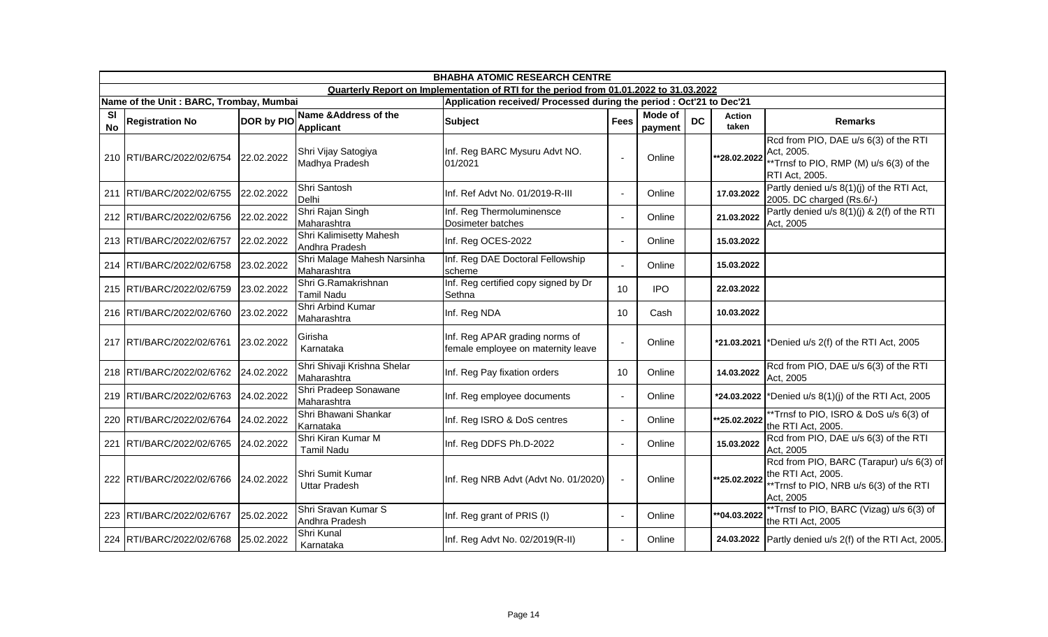| BHABHA ATOMIC RESEARCH CENTRE | | | | | | | | | |
|---|---|---|---|---|---|---|---|---|---|
| Quarterly Report on Implementation of RTI for the period from 01.01.2022 to 31.03.2022 | | | | | | | | | |
| Name of the Unit : BARC, Trombay, Mumbai | | | Application received/ Processed during the period : Oct'21 to Dec'21 | | | | | | |
| Sl No | Registration No | DOR by PIO | Name &Address of the Applicant | Subject | Fees | Mode of payment | DC | Action taken | Remarks |
| 210 | RTI/BARC/2022/02/6754 | 22.02.2022 | Shri Vijay Satogiya Madhya Pradesh | Inf. Reg BARC Mysuru Advt NO. 01/2021 | - | Online | | **28.02.2022 | Rcd from PIO, DAE u/s 6(3) of the RTI Act, 2005. **Trnsf to PIO, RMP (M) u/s 6(3) of the RTI Act, 2005. |
| 211 | RTI/BARC/2022/02/6755 | 22.02.2022 | Shri Santosh Delhi | Inf. Ref Advt No. 01/2019-R-III | - | Online | | 17.03.2022 | Partly denied u/s 8(1)(j) of the RTI Act, 2005. DC charged (Rs.6/-) |
| 212 | RTI/BARC/2022/02/6756 | 22.02.2022 | Shri Rajan Singh Maharashtra | Inf. Reg Thermoluminensce Dosimeter batches | - | Online | | 21.03.2022 | Partly denied u/s 8(1)(j) & 2(f) of the RTI Act, 2005 |
| 213 | RTI/BARC/2022/02/6757 | 22.02.2022 | Shri Kalimisetty Mahesh Andhra Pradesh | Inf. Reg OCES-2022 | - | Online | | 15.03.2022 | |
| 214 | RTI/BARC/2022/02/6758 | 23.02.2022 | Shri Malage Mahesh Narsinha Maharashtra | Inf. Reg DAE Doctoral Fellowship scheme | - | Online | | 15.03.2022 | |
| 215 | RTI/BARC/2022/02/6759 | 23.02.2022 | Shri G.Ramakrishnan Tamil Nadu | Inf. Reg certified copy signed by Dr Sethna | 10 | IPO | | 22.03.2022 | |
| 216 | RTI/BARC/2022/02/6760 | 23.02.2022 | Shri Arbind Kumar Maharashtra | Inf. Reg NDA | 10 | Cash | | 10.03.2022 | |
| 217 | RTI/BARC/2022/02/6761 | 23.02.2022 | Girisha Karnataka | Inf. Reg APAR grading norms of female employee on maternity leave | - | Online | | *21.03.2021 | *Denied u/s 2(f) of the RTI Act, 2005 |
| 218 | RTI/BARC/2022/02/6762 | 24.02.2022 | Shri Shivaji Krishna Shelar Maharashtra | Inf. Reg Pay fixation orders | 10 | Online | | 14.03.2022 | Rcd from PIO, DAE u/s 6(3) of the RTI Act, 2005 |
| 219 | RTI/BARC/2022/02/6763 | 24.02.2022 | Shri Pradeep Sonawane Maharashtra | Inf. Reg employee documents | - | Online | | *24.03.2022 | *Denied u/s 8(1)(j) of the RTI Act, 2005 |
| 220 | RTI/BARC/2022/02/6764 | 24.02.2022 | Shri Bhawani Shankar Karnataka | Inf. Reg ISRO & DoS centres | - | Online | | **25.02.2022 | **Trnsf to PIO, ISRO & DoS u/s 6(3) of the RTI Act, 2005. |
| 221 | RTI/BARC/2022/02/6765 | 24.02.2022 | Shri Kiran Kumar M Tamil Nadu | Inf. Reg DDFS Ph.D-2022 | - | Online | | 15.03.2022 | Rcd from PIO, DAE u/s 6(3) of the RTI Act, 2005 |
| 222 | RTI/BARC/2022/02/6766 | 24.02.2022 | Shri Sumit Kumar Uttar Pradesh | Inf. Reg NRB Advt (Advt No. 01/2020) | - | Online | | **25.02.2022 | Rcd from PIO, BARC (Tarapur) u/s 6(3) of the RTI Act, 2005. **Trnsf to PIO, NRB u/s 6(3) of the RTI Act, 2005 |
| 223 | RTI/BARC/2022/02/6767 | 25.02.2022 | Shri Sravan Kumar S Andhra Pradesh | Inf. Reg grant of PRIS (I) | - | Online | | **04.03.2022 | **Trnsf to PIO, BARC (Vizag) u/s 6(3) of the RTI Act, 2005 |
| 224 | RTI/BARC/2022/02/6768 | 25.02.2022 | Shri Kunal Karnataka | Inf. Reg Advt No. 02/2019(R-II) | - | Online | | 24.03.2022 | Partly denied u/s 2(f) of the RTI Act, 2005. |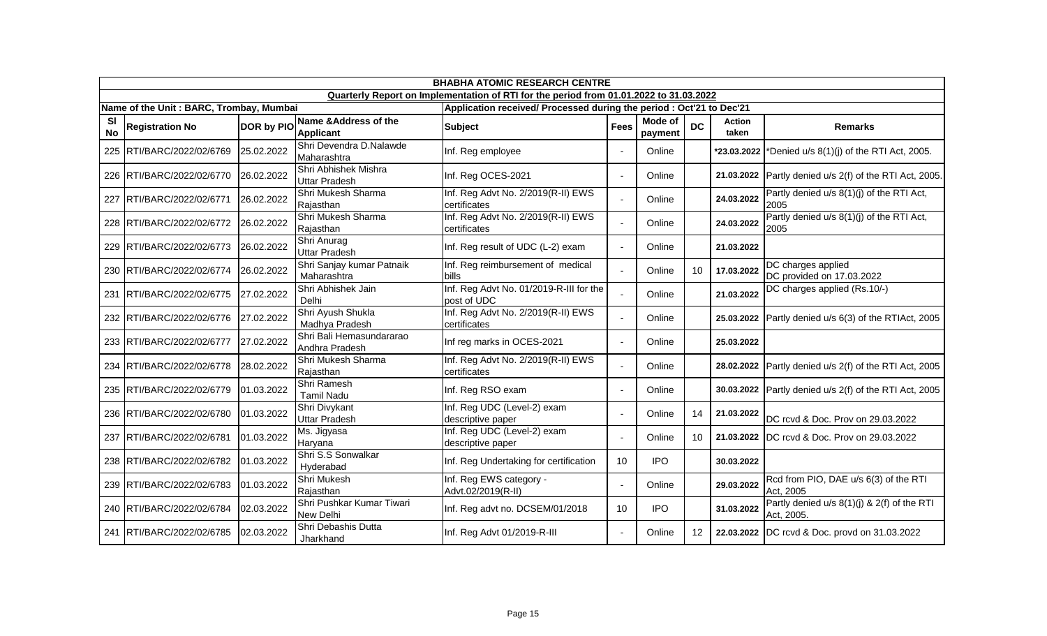| BHABHA ATOMIC RESEARCH CENTRE | | | | | | | | | |
|---|---|---|---|---|---|---|---|---|---|
| Quarterly Report on Implementation of RTI for the period from 01.01.2022 to 31.03.2022 | | | | | | | | | |
| Name of the Unit : BARC, Trombay, Mumbai | | | | Application received/ Processed during the period : Oct'21 to Dec'21 | | | | | |
| Sl No | Registration No | DOR by PIO | Name &Address of the Applicant | Subject | Fees | Mode of payment | DC | Action taken | Remarks |
| 225 | RTI/BARC/2022/02/6769 | 25.02.2022 | Shri Devendra D.Nalawde Maharashtra | Inf. Reg employee | - | Online | | *23.03.2022 | *Denied u/s 8(1)(j) of the RTI Act, 2005. |
| 226 | RTI/BARC/2022/02/6770 | 26.02.2022 | Shri Abhishek Mishra Uttar Pradesh | Inf. Reg OCES-2021 | - | Online | | 21.03.2022 | Partly denied u/s 2(f) of the RTI Act, 2005. |
| 227 | RTI/BARC/2022/02/6771 | 26.02.2022 | Shri Mukesh Sharma Rajasthan | Inf. Reg Advt No. 2/2019(R-II) EWS certificates | - | Online | | 24.03.2022 | Partly denied u/s 8(1)(j) of the RTI Act, 2005 |
| 228 | RTI/BARC/2022/02/6772 | 26.02.2022 | Shri Mukesh Sharma Rajasthan | Inf. Reg Advt No. 2/2019(R-II) EWS certificates | - | Online | | 24.03.2022 | Partly denied u/s 8(1)(j) of the RTI Act, 2005 |
| 229 | RTI/BARC/2022/02/6773 | 26.02.2022 | Shri Anurag Uttar Pradesh | Inf. Reg result of UDC (L-2) exam | - | Online | | 21.03.2022 | |
| 230 | RTI/BARC/2022/02/6774 | 26.02.2022 | Shri Sanjay kumar Patnaik Maharashtra | Inf. Reg reimbursement of medical bills | - | Online | 10 | 17.03.2022 | DC charges applied DC provided on 17.03.2022 |
| 231 | RTI/BARC/2022/02/6775 | 27.02.2022 | Shri Abhishek Jain Delhi | Inf. Reg Advt No. 01/2019-R-III for the post of UDC | - | Online | | 21.03.2022 | DC charges applied (Rs.10/-) |
| 232 | RTI/BARC/2022/02/6776 | 27.02.2022 | Shri Ayush Shukla Madhya Pradesh | Inf. Reg Advt No. 2/2019(R-II) EWS certificates | - | Online | | 25.03.2022 | Partly denied u/s 6(3) of the RTIAct, 2005 |
| 233 | RTI/BARC/2022/02/6777 | 27.02.2022 | Shri Bali Hemasundararao Andhra Pradesh | Inf reg marks in OCES-2021 | - | Online | | 25.03.2022 | |
| 234 | RTI/BARC/2022/02/6778 | 28.02.2022 | Shri Mukesh Sharma Rajasthan | Inf. Reg Advt No. 2/2019(R-II) EWS certificates | - | Online | | 28.02.2022 | Partly denied u/s 2(f) of the RTI Act, 2005 |
| 235 | RTI/BARC/2022/02/6779 | 01.03.2022 | Shri Ramesh Tamil Nadu | Inf. Reg RSO exam | - | Online | | 30.03.2022 | Partly denied u/s 2(f) of the RTI Act, 2005 |
| 236 | RTI/BARC/2022/02/6780 | 01.03.2022 | Shri Divykant Uttar Pradesh | Inf. Reg UDC (Level-2) exam descriptive paper | - | Online | 14 | 21.03.2022 | DC rcvd & Doc. Prov on 29.03.2022 |
| 237 | RTI/BARC/2022/02/6781 | 01.03.2022 | Ms. Jigyasa Haryana | Inf. Reg UDC (Level-2) exam descriptive paper | - | Online | 10 | 21.03.2022 | DC rcvd & Doc. Prov on 29.03.2022 |
| 238 | RTI/BARC/2022/02/6782 | 01.03.2022 | Shri S.S Sonwalkar Hyderabad | Inf. Reg Undertaking for certification | 10 | IPO | | 30.03.2022 | |
| 239 | RTI/BARC/2022/02/6783 | 01.03.2022 | Shri Mukesh Rajasthan | Inf. Reg EWS category - Advt.02/2019(R-II) | - | Online | | 29.03.2022 | Rcd from PIO, DAE u/s 6(3) of the RTI Act, 2005 |
| 240 | RTI/BARC/2022/02/6784 | 02.03.2022 | Shri Pushkar Kumar Tiwari New Delhi | Inf. Reg advt no. DCSEM/01/2018 | 10 | IPO | | 31.03.2022 | Partly denied u/s 8(1)(j) & 2(f) of the RTI Act, 2005. |
| 241 | RTI/BARC/2022/02/6785 | 02.03.2022 | Shri Debashis Dutta Jharkhand | Inf. Reg Advt 01/2019-R-III | - | Online | 12 | 22.03.2022 | DC rcvd & Doc. provd on 31.03.2022 |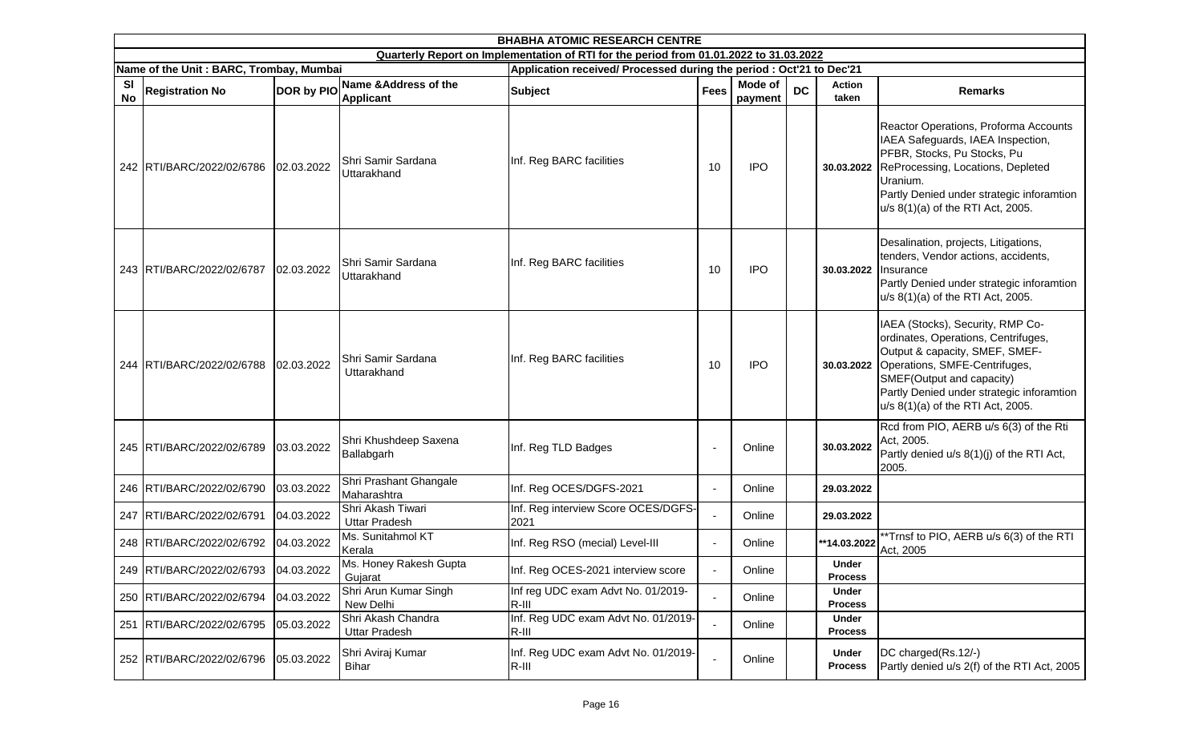| BHABHA ATOMIC RESEARCH CENTRE | | | | | | | | | |
|---|---|---|---|---|---|---|---|---|---|
| Quarterly Report on Implementation of RTI for the period from 01.01.2022 to 31.03.2022 | | | | | | | | | |
| Name of the Unit : BARC, Trombay, Mumbai | | | | Application received/ Processed during the period : Oct'21 to Dec'21 | | | | | |
| Sl No | Registration No | DOR by PIO | Name &Address of the Applicant | Subject | Fees | Mode of payment | DC | Action taken | Remarks |
| 242 | RTI/BARC/2022/02/6786 | 02.03.2022 | Shri Samir Sardana Uttarakhand | Inf. Reg BARC facilities | 10 | IPO | | 30.03.2022 | Reactor Operations, Proforma Accounts IAEA Safeguards, IAEA Inspection, PFBR, Stocks, Pu Stocks, Pu ReProcessing, Locations, Depleted Uranium. Partly Denied under strategic inforamtion u/s 8(1)(a) of the RTI Act, 2005. |
| 243 | RTI/BARC/2022/02/6787 | 02.03.2022 | Shri Samir Sardana Uttarakhand | Inf. Reg BARC facilities | 10 | IPO | | 30.03.2022 | Desalination, projects, Litigations, tenders, Vendor actions, accidents, Insurance Partly Denied under strategic inforamtion u/s 8(1)(a) of the RTI Act, 2005. |
| 244 | RTI/BARC/2022/02/6788 | 02.03.2022 | Shri Samir Sardana Uttarakhand | Inf. Reg BARC facilities | 10 | IPO | | 30.03.2022 | IAEA (Stocks), Security, RMP Co-ordinates, Operations, Centrifuges, Output & capacity, SMEF, SMEF-Operations, SMFE-Centrifuges, SMEF(Output and capacity) Partly Denied under strategic inforamtion u/s 8(1)(a) of the RTI Act, 2005. |
| 245 | RTI/BARC/2022/02/6789 | 03.03.2022 | Shri Khushdeep Saxena Ballabgarh | Inf. Reg TLD Badges | - | Online | | 30.03.2022 | Rcd from PIO, AERB u/s 6(3) of the Rti Act, 2005. Partly denied u/s 8(1)(j) of the RTI Act, 2005. |
| 246 | RTI/BARC/2022/02/6790 | 03.03.2022 | Shri Prashant Ghangale Maharashtra | Inf. Reg OCES/DGFS-2021 | - | Online | | 29.03.2022 | |
| 247 | RTI/BARC/2022/02/6791 | 04.03.2022 | Shri Akash Tiwari Uttar Pradesh | Inf. Reg interview Score OCES/DGFS-2021 | - | Online | | 29.03.2022 | |
| 248 | RTI/BARC/2022/02/6792 | 04.03.2022 | Ms. Sunitahmol KT Kerala | Inf. Reg RSO (mecial) Level-III | - | Online | | **14.03.2022 | **Trnsf to PIO, AERB u/s 6(3) of the RTI Act, 2005 |
| 249 | RTI/BARC/2022/02/6793 | 04.03.2022 | Ms. Honey Rakesh Gupta Gujarat | Inf. Reg OCES-2021 interview score | - | Online | | Under Process | |
| 250 | RTI/BARC/2022/02/6794 | 04.03.2022 | Shri Arun Kumar Singh New Delhi | Inf reg UDC exam Advt No. 01/2019-R-III | - | Online | | Under Process | |
| 251 | RTI/BARC/2022/02/6795 | 05.03.2022 | Shri Akash Chandra Uttar Pradesh | Inf. Reg UDC exam Advt No. 01/2019-R-III | - | Online | | Under Process | |
| 252 | RTI/BARC/2022/02/6796 | 05.03.2022 | Shri Aviraj Kumar Bihar | Inf. Reg UDC exam Advt No. 01/2019-R-III | - | Online | | Under Process | DC charged(Rs.12/-) Partly denied u/s 2(f) of the RTI Act, 2005 |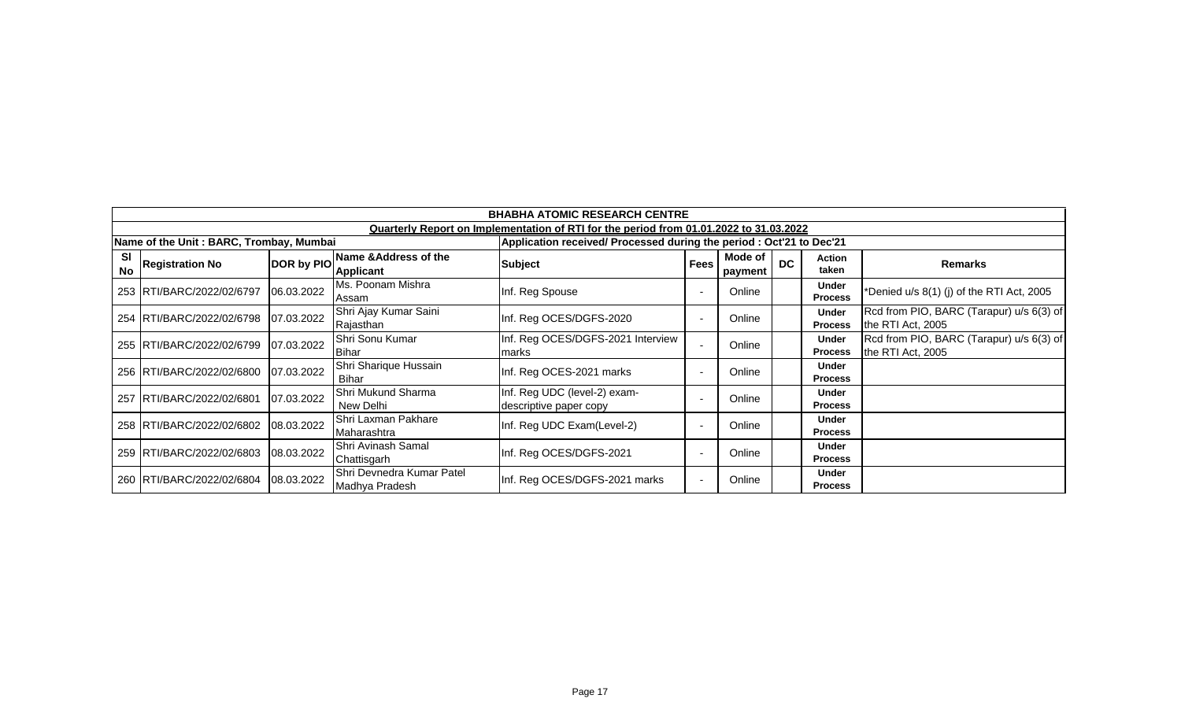| BHABHA ATOMIC RESEARCH CENTRE | | | | | | | | | |
|---|---|---|---|---|---|---|---|---|---|
| Quarterly Report on Implementation of RTI for the period from 01.01.2022 to 31.03.2022 | | | | | | | | | |
| Name of the Unit : BARC, Trombay, Mumbai | | | | Application received/ Processed during the period : Oct'21 to Dec'21 | | | | | |
| Sl No | Registration No | DOR by PIO | Name &Address of the Applicant | Subject | Fees | Mode of payment | DC | Action taken | Remarks |
| 253 | RTI/BARC/2022/02/6797 | 06.03.2022 | Ms. Poonam Mishra Assam | Inf. Reg Spouse | - | Online | | Under Process | *Denied u/s 8(1) (j) of the RTI Act, 2005 |
| 254 | RTI/BARC/2022/02/6798 | 07.03.2022 | Shri Ajay Kumar Saini Rajasthan | Inf. Reg OCES/DGFS-2020 | - | Online | | Under Process | Rcd from PIO, BARC (Tarapur) u/s 6(3) of the RTI Act, 2005 |
| 255 | RTI/BARC/2022/02/6799 | 07.03.2022 | Shri Sonu Kumar Bihar | Inf. Reg OCES/DGFS-2021 Interview marks | - | Online | | Under Process | Rcd from PIO, BARC (Tarapur) u/s 6(3) of the RTI Act, 2005 |
| 256 | RTI/BARC/2022/02/6800 | 07.03.2022 | Shri Sharique Hussain Bihar | Inf. Reg OCES-2021 marks | - | Online | | Under Process | |
| 257 | RTI/BARC/2022/02/6801 | 07.03.2022 | Shri Mukund Sharma New Delhi | Inf. Reg UDC (level-2) exam-descriptive paper copy | - | Online | | Under Process | |
| 258 | RTI/BARC/2022/02/6802 | 08.03.2022 | Shri Laxman Pakhare Maharashtra | Inf. Reg UDC Exam(Level-2) | - | Online | | Under Process | |
| 259 | RTI/BARC/2022/02/6803 | 08.03.2022 | Shri Avinash Samal Chattisgarh | Inf. Reg OCES/DGFS-2021 | - | Online | | Under Process | |
| 260 | RTI/BARC/2022/02/6804 | 08.03.2022 | Shri Devnedra Kumar Patel Madhya Pradesh | Inf. Reg OCES/DGFS-2021 marks | - | Online | | Under Process | |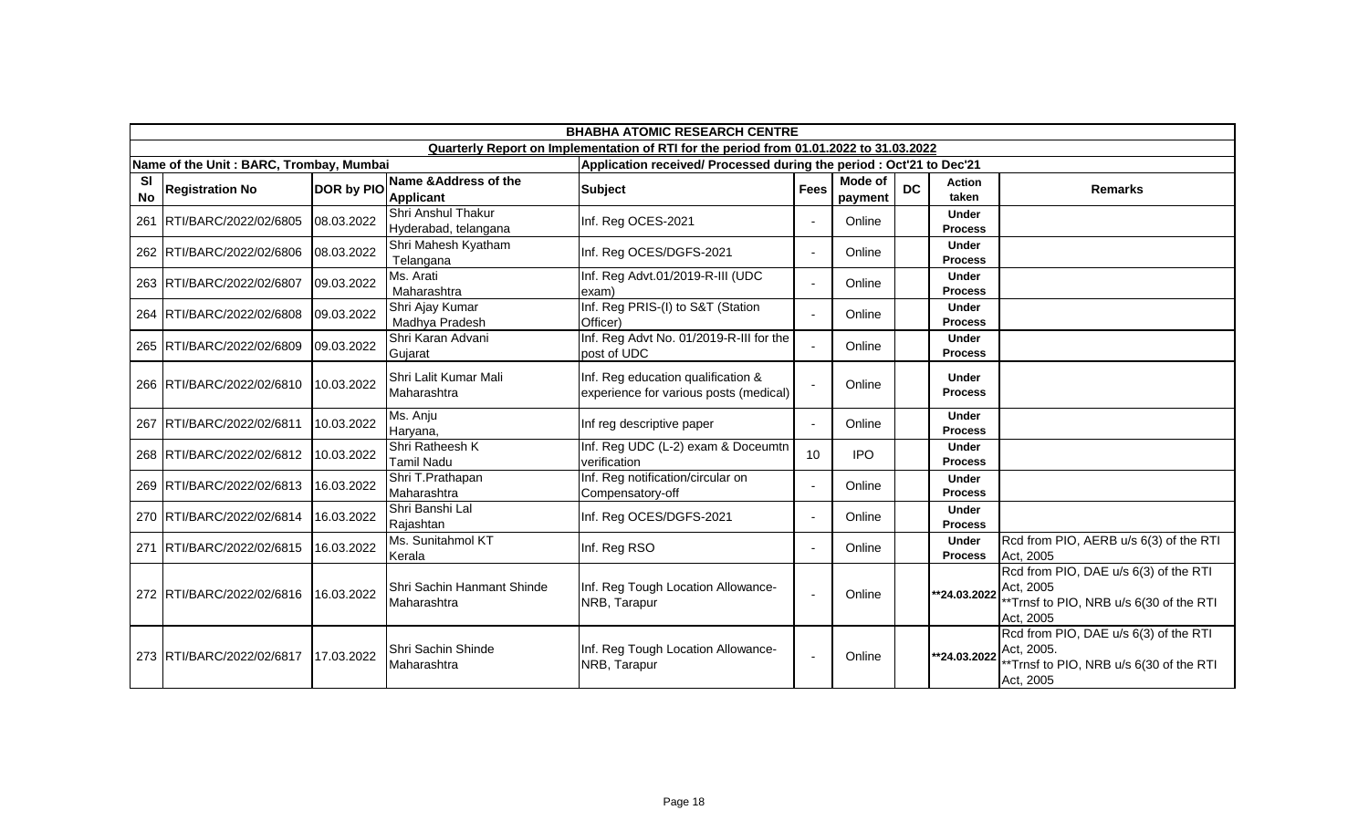| BHABHA ATOMIC RESEARCH CENTRE | | | | | | | | | |
|---|---|---|---|---|---|---|---|---|---|
| Quarterly Report on Implementation of RTI for the period from 01.01.2022 to 31.03.2022 | | | | | | | | | |
| Name of the Unit : BARC, Trombay, Mumbai | | | | Application received/ Processed during the period : Oct'21 to Dec'21 | | | | | |
| Sl No | Registration No | DOR by PIO | Name &Address of the Applicant | Subject | Fees | Mode of payment | DC | Action taken | Remarks |
| 261 | RTI/BARC/2022/02/6805 | 08.03.2022 | Shri Anshul Thakur Hyderabad, telangana | Inf. Reg OCES-2021 | - | Online | | Under Process | |
| 262 | RTI/BARC/2022/02/6806 | 08.03.2022 | Shri Mahesh Kyatham Telangana | Inf. Reg OCES/DGFS-2021 | - | Online | | Under Process | |
| 263 | RTI/BARC/2022/02/6807 | 09.03.2022 | Ms. Arati Maharashtra | Inf. Reg Advt.01/2019-R-III (UDC exam) | - | Online | | Under Process | |
| 264 | RTI/BARC/2022/02/6808 | 09.03.2022 | Shri Ajay Kumar Madhya Pradesh | Inf. Reg PRIS-(I) to S&T (Station Officer) | - | Online | | Under Process | |
| 265 | RTI/BARC/2022/02/6809 | 09.03.2022 | Shri Karan Advani Gujarat | Inf. Reg Advt No. 01/2019-R-III for the post of UDC | - | Online | | Under Process | |
| 266 | RTI/BARC/2022/02/6810 | 10.03.2022 | Shri Lalit Kumar Mali Maharashtra | Inf. Reg education qualification & experience for various posts (medical) | - | Online | | Under Process | |
| 267 | RTI/BARC/2022/02/6811 | 10.03.2022 | Ms. Anju Haryana, | Inf reg descriptive paper | - | Online | | Under Process | |
| 268 | RTI/BARC/2022/02/6812 | 10.03.2022 | Shri Ratheesh K Tamil Nadu | Inf. Reg UDC (L-2) exam & Doceumtn verification | 10 | IPO | | Under Process | |
| 269 | RTI/BARC/2022/02/6813 | 16.03.2022 | Shri T.Prathapan Maharashtra | Inf. Reg notification/circular on Compensatory-off | - | Online | | Under Process | |
| 270 | RTI/BARC/2022/02/6814 | 16.03.2022 | Shri Banshi Lal Rajashtan | Inf. Reg OCES/DGFS-2021 | - | Online | | Under Process | |
| 271 | RTI/BARC/2022/02/6815 | 16.03.2022 | Ms. Sunitahmol KT Kerala | Inf. Reg RSO | - | Online | | Under Process | Rcd from PIO, AERB u/s 6(3) of the RTI Act, 2005 |
| 272 | RTI/BARC/2022/02/6816 | 16.03.2022 | Shri Sachin Hanmant Shinde Maharashtra | Inf. Reg Tough Location Allowance-NRB, Tarapur | - | Online | | **24.03.2022 | Rcd from PIO, DAE u/s 6(3) of the RTI Act, 2005 **Trnsf to PIO, NRB u/s 6(30 of the RTI Act, 2005 |
| 273 | RTI/BARC/2022/02/6817 | 17.03.2022 | Shri Sachin Shinde Maharashtra | Inf. Reg Tough Location Allowance-NRB, Tarapur | - | Online | | **24.03.2022 | Rcd from PIO, DAE u/s 6(3) of the RTI Act, 2005. **Trnsf to PIO, NRB u/s 6(30 of the RTI Act, 2005 |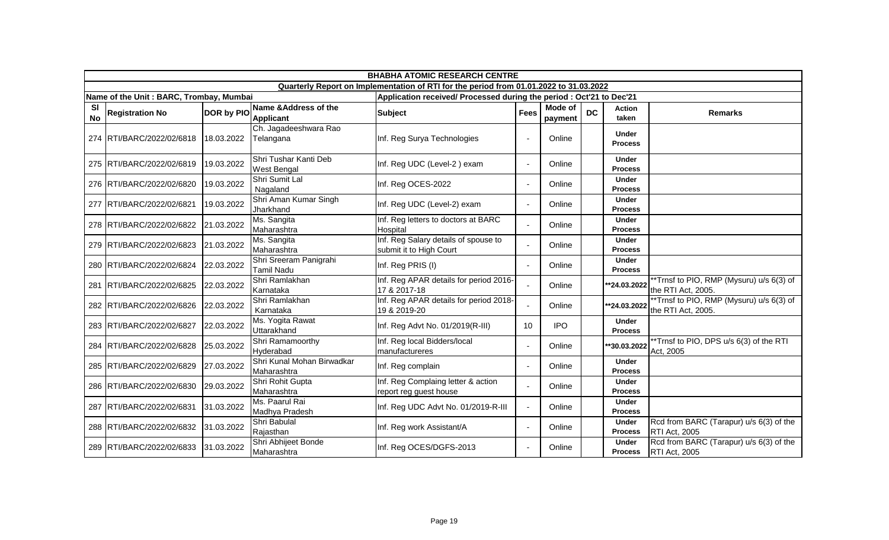| BHABHA ATOMIC RESEARCH CENTRE | | | | | | | | | | |
|---|---|---|---|---|---|---|---|---|---|---|
| Quarterly Report on Implementation of RTI for the period from 01.01.2022 to 31.03.2022 | | | | | | | | | | |
| Name of the Unit : BARC, Trombay, Mumbai | | | | Application received/ Processed during the period : Oct'21 to Dec'21 | | | | | | |
| Sl No | Registration No | DOR by PIO | Name &Address of the Applicant | Subject | Fees | Mode of payment | DC | Action taken | Remarks |
| 274 | RTI/BARC/2022/02/6818 | 18.03.2022 | Ch. Jagadeeshwara Rao Telangana | Inf. Reg Surya Technologies | - | Online | | Under Process | |
| 275 | RTI/BARC/2022/02/6819 | 19.03.2022 | Shri Tushar Kanti Deb West Bengal | Inf. Reg UDC (Level-2 ) exam | - | Online | | Under Process | |
| 276 | RTI/BARC/2022/02/6820 | 19.03.2022 | Shri Sumit Lal Nagaland | Inf. Reg OCES-2022 | - | Online | | Under Process | |
| 277 | RTI/BARC/2022/02/6821 | 19.03.2022 | Shri Aman Kumar Singh Jharkhand | Inf. Reg UDC (Level-2) exam | - | Online | | Under Process | |
| 278 | RTI/BARC/2022/02/6822 | 21.03.2022 | Ms. Sangita Maharashtra | Inf. Reg letters to doctors at BARC Hospital | - | Online | | Under Process | |
| 279 | RTI/BARC/2022/02/6823 | 21.03.2022 | Ms. Sangita Maharashtra | Inf. Reg Salary details of spouse to submit it to High Court | - | Online | | Under Process | |
| 280 | RTI/BARC/2022/02/6824 | 22.03.2022 | Shri Sreeram Panigrahi Tamil Nadu | Inf. Reg PRIS (I) | - | Online | | Under Process | |
| 281 | RTI/BARC/2022/02/6825 | 22.03.2022 | Shri Ramlakhan Karnataka | Inf. Reg APAR details for period 2016-17 & 2017-18 | - | Online | | **24.03.2022 | **Trnsf to PIO, RMP (Mysuru) u/s 6(3) of the RTI Act, 2005. |
| 282 | RTI/BARC/2022/02/6826 | 22.03.2022 | Shri Ramlakhan Karnataka | Inf. Reg APAR details for period 2018-19 & 2019-20 | - | Online | | **24.03.2022 | **Trnsf to PIO, RMP (Mysuru) u/s 6(3) of the RTI Act, 2005. |
| 283 | RTI/BARC/2022/02/6827 | 22.03.2022 | Ms. Yogita Rawat Uttarakhand | Inf. Reg Advt No. 01/2019(R-III) | 10 | IPO | | Under Process | |
| 284 | RTI/BARC/2022/02/6828 | 25.03.2022 | Shri Ramamoorthy Hyderabad | Inf. Reg local Bidders/local manufactureres | - | Online | | **30.03.2022 | **Trnsf to PIO, DPS u/s 6(3) of the RTI Act, 2005 |
| 285 | RTI/BARC/2022/02/6829 | 27.03.2022 | Shri Kunal Mohan Birwadkar Maharashtra | Inf. Reg complain | - | Online | | Under Process | |
| 286 | RTI/BARC/2022/02/6830 | 29.03.2022 | Shri Rohit Gupta Maharashtra | Inf. Reg Complaing letter & action report reg guest house | - | Online | | Under Process | |
| 287 | RTI/BARC/2022/02/6831 | 31.03.2022 | Ms. Paarul Rai Madhya Pradesh | Inf. Reg UDC Advt No. 01/2019-R-III | - | Online | | Under Process | |
| 288 | RTI/BARC/2022/02/6832 | 31.03.2022 | Shri Babulal Rajasthan | Inf. Reg work Assistant/A | - | Online | | Under Process | Rcd from BARC (Tarapur) u/s 6(3) of the RTI Act, 2005 |
| 289 | RTI/BARC/2022/02/6833 | 31.03.2022 | Shri Abhijeet Bonde Maharashtra | Inf. Reg OCES/DGFS-2013 | - | Online | | Under Process | Rcd from BARC (Tarapur) u/s 6(3) of the RTI Act, 2005 |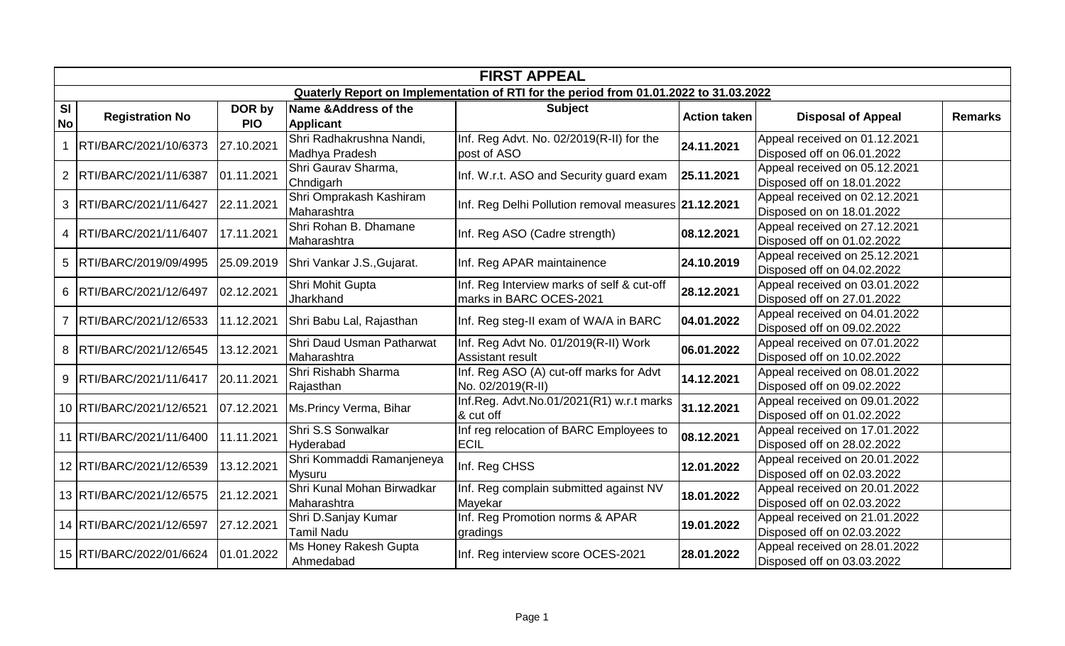# FIRST APPEAL

## Quaterly Report on Implementation of RTI for the period from 01.01.2022 to 31.03.2022

| Sl No | Registration No | DOR by PIO | Name &Address of the Applicant | Subject | Action taken | Disposal of Appeal | Remarks |
|---|---|---|---|---|---|---|---|
| 1 | RTI/BARC/2021/10/6373 | 27.10.2021 | Shri Radhakrushna Nandi, Madhya Pradesh | Inf. Reg Advt. No. 02/2019(R-II) for the post of ASO | **24.11.2021** | Appeal received on 01.12.2021 Disposed off on 06.01.2022 | |
| 2 | RTI/BARC/2021/11/6387 | 01.11.2021 | Shri Gaurav Sharma, Chndigarh | Inf. W.r.t. ASO and Security guard exam | **25.11.2021** | Appeal received on 05.12.2021 Disposed off on 18.01.2022 | |
| 3 | RTI/BARC/2021/11/6427 | 22.11.2021 | Shri Omprakash Kashiram Maharashtra | Inf. Reg Delhi Pollution removal measures | **21.12.2021** | Appeal received on 02.12.2021 Disposed on on 18.01.2022 | |
| 4 | RTI/BARC/2021/11/6407 | 17.11.2021 | Shri Rohan B. Dhamane Maharashtra | Inf. Reg ASO (Cadre strength) | **08.12.2021** | Appeal received on 27.12.2021 Disposed off on 01.02.2022 | |
| 5 | RTI/BARC/2019/09/4995 | 25.09.2019 | Shri Vankar J.S.,Gujarat. | Inf. Reg APAR maintainence | **24.10.2019** | Appeal received on 25.12.2021 Disposed off on 04.02.2022 | |
| 6 | RTI/BARC/2021/12/6497 | 02.12.2021 | Shri Mohit Gupta Jharkhand | Inf. Reg Interview marks of self & cut-off marks in BARC OCES-2021 | **28.12.2021** | Appeal received on 03.01.2022 Disposed off on 27.01.2022 | |
| 7 | RTI/BARC/2021/12/6533 | 11.12.2021 | Shri Babu Lal, Rajasthan | Inf. Reg steg-II exam of WA/A in BARC | **04.01.2022** | Appeal received on 04.01.2022 Disposed off on 09.02.2022 | |
| 8 | RTI/BARC/2021/12/6545 | 13.12.2021 | Shri Daud Usman Patharwat Maharashtra | Inf. Reg Advt No. 01/2019(R-II) Work Assistant result | **06.01.2022** | Appeal received on 07.01.2022 Disposed off on 10.02.2022 | |
| 9 | RTI/BARC/2021/11/6417 | 20.11.2021 | Shri Rishabh Sharma Rajasthan | Inf. Reg ASO (A) cut-off marks for Advt No. 02/2019(R-II) | **14.12.2021** | Appeal received on 08.01.2022 Disposed off on 09.02.2022 | |
| 10 | RTI/BARC/2021/12/6521 | 07.12.2021 | Ms.Princy Verma, Bihar | Inf.Reg. Advt.No.01/2021(R1) w.r.t marks & cut off | **31.12.2021** | Appeal received on 09.01.2022 Disposed off on 01.02.2022 | |
| 11 | RTI/BARC/2021/11/6400 | 11.11.2021 | Shri S.S Sonwalkar Hyderabad | Inf reg relocation of BARC Employees to ECIL | **08.12.2021** | Appeal received on 17.01.2022 Disposed off on 28.02.2022 | |
| 12 | RTI/BARC/2021/12/6539 | 13.12.2021 | Shri Kommaddi Ramanjeneya Mysuru | Inf. Reg CHSS | **12.01.2022** | Appeal received on 20.01.2022 Disposed off on 02.03.2022 | |
| 13 | RTI/BARC/2021/12/6575 | 21.12.2021 | Shri Kunal Mohan Birwadkar Maharashtra | Inf. Reg complain submitted against NV Mayekar | **18.01.2022** | Appeal received on 20.01.2022 Disposed off on 02.03.2022 | |
| 14 | RTI/BARC/2021/12/6597 | 27.12.2021 | Shri D.Sanjay Kumar Tamil Nadu | Inf. Reg Promotion norms & APAR gradings | **19.01.2022** | Appeal received on 21.01.2022 Disposed off on 02.03.2022 | |
| 15 | RTI/BARC/2022/01/6624 | 01.01.2022 | Ms Honey Rakesh Gupta Ahmedabad | Inf. Reg interview score OCES-2021 | **28.01.2022** | Appeal received on 28.01.2022 Disposed off on 03.03.2022 | |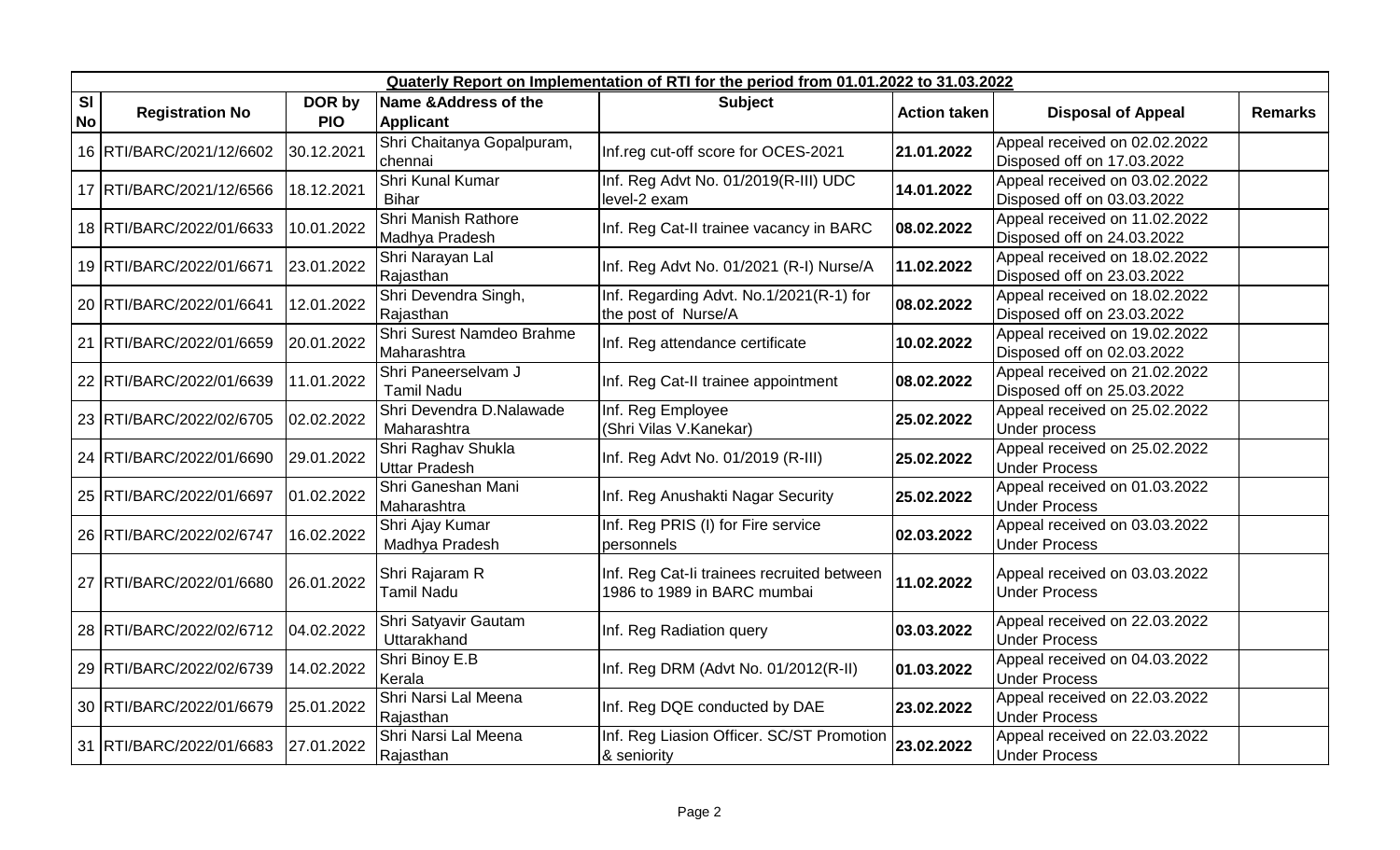| Quaterly Report on Implementation of RTI for the period from 01.01.2022 to 31.03.2022 | | | | | | | |
|---|---|---|---|---|---|---|---|
| **Sl No** | **Registration No** | **DOR by PIO** | **Name &Address of the Applicant** | **Subject** | **Action taken** | **Disposal of Appeal** | **Remarks** |
| 16 | RTI/BARC/2021/12/6602 | 30.12.2021 | Shri Chaitanya Gopalpuram, chennai | Inf.reg cut-off score for OCES-2021 | **21.01.2022** | Appeal received on 02.02.2022 Disposed off on 17.03.2022 | |
| 17 | RTI/BARC/2021/12/6566 | 18.12.2021 | Shri Kunal Kumar Bihar | Inf. Reg Advt No. 01/2019(R-III) UDC level-2 exam | **14.01.2022** | Appeal received on 03.02.2022 Disposed off on 03.03.2022 | |
| 18 | RTI/BARC/2022/01/6633 | 10.01.2022 | Shri Manish Rathore Madhya Pradesh | Inf. Reg Cat-II trainee vacancy in BARC | **08.02.2022** | Appeal received on 11.02.2022 Disposed off on 24.03.2022 | |
| 19 | RTI/BARC/2022/01/6671 | 23.01.2022 | Shri Narayan Lal Rajasthan | Inf. Reg Advt No. 01/2021 (R-I) Nurse/A | **11.02.2022** | Appeal received on 18.02.2022 Disposed off on 23.03.2022 | |
| 20 | RTI/BARC/2022/01/6641 | 12.01.2022 | Shri Devendra Singh, Rajasthan | Inf. Regarding Advt. No.1/2021(R-1) for the post of Nurse/A | **08.02.2022** | Appeal received on 18.02.2022 Disposed off on 23.03.2022 | |
| 21 | RTI/BARC/2022/01/6659 | 20.01.2022 | Shri Surest Namdeo Brahme Maharashtra | Inf. Reg attendance certificate | **10.02.2022** | Appeal received on 19.02.2022 Disposed off on 02.03.2022 | |
| 22 | RTI/BARC/2022/01/6639 | 11.01.2022 | Shri Paneerselvam J Tamil Nadu | Inf. Reg Cat-II trainee appointment | **08.02.2022** | Appeal received on 21.02.2022 Disposed off on 25.03.2022 | |
| 23 | RTI/BARC/2022/02/6705 | 02.02.2022 | Shri Devendra D.Nalawade Maharashtra | Inf. Reg Employee (Shri Vilas V.Kanekar) | **25.02.2022** | Appeal received on 25.02.2022 Under process | |
| 24 | RTI/BARC/2022/01/6690 | 29.01.2022 | Shri Raghav Shukla Uttar Pradesh | Inf. Reg Advt No. 01/2019 (R-III) | **25.02.2022** | Appeal received on 25.02.2022 Under Process | |
| 25 | RTI/BARC/2022/01/6697 | 01.02.2022 | Shri Ganeshan Mani Maharashtra | Inf. Reg Anushakti Nagar Security | **25.02.2022** | Appeal received on 01.03.2022 Under Process | |
| 26 | RTI/BARC/2022/02/6747 | 16.02.2022 | Shri Ajay Kumar Madhya Pradesh | Inf. Reg PRIS (I) for Fire service personnels | **02.03.2022** | Appeal received on 03.03.2022 Under Process | |
| 27 | RTI/BARC/2022/01/6680 | 26.01.2022 | Shri Rajaram R Tamil Nadu | Inf. Reg Cat-Ii trainees recruited between 1986 to 1989 in BARC mumbai | **11.02.2022** | Appeal received on 03.03.2022 Under Process | |
| 28 | RTI/BARC/2022/02/6712 | 04.02.2022 | Shri Satyavir Gautam Uttarakhand | Inf. Reg Radiation query | **03.03.2022** | Appeal received on 22.03.2022 Under Process | |
| 29 | RTI/BARC/2022/02/6739 | 14.02.2022 | Shri Binoy E.B Kerala | Inf. Reg DRM (Advt No. 01/2012(R-II) | **01.03.2022** | Appeal received on 04.03.2022 Under Process | |
| 30 | RTI/BARC/2022/01/6679 | 25.01.2022 | Shri Narsi Lal Meena Rajasthan | Inf. Reg DQE conducted by DAE | **23.02.2022** | Appeal received on 22.03.2022 Under Process | |
| 31 | RTI/BARC/2022/01/6683 | 27.01.2022 | Shri Narsi Lal Meena Rajasthan | Inf. Reg Liasion Officer. SC/ST Promotion & seniority | **23.02.2022** | Appeal received on 22.03.2022 Under Process | |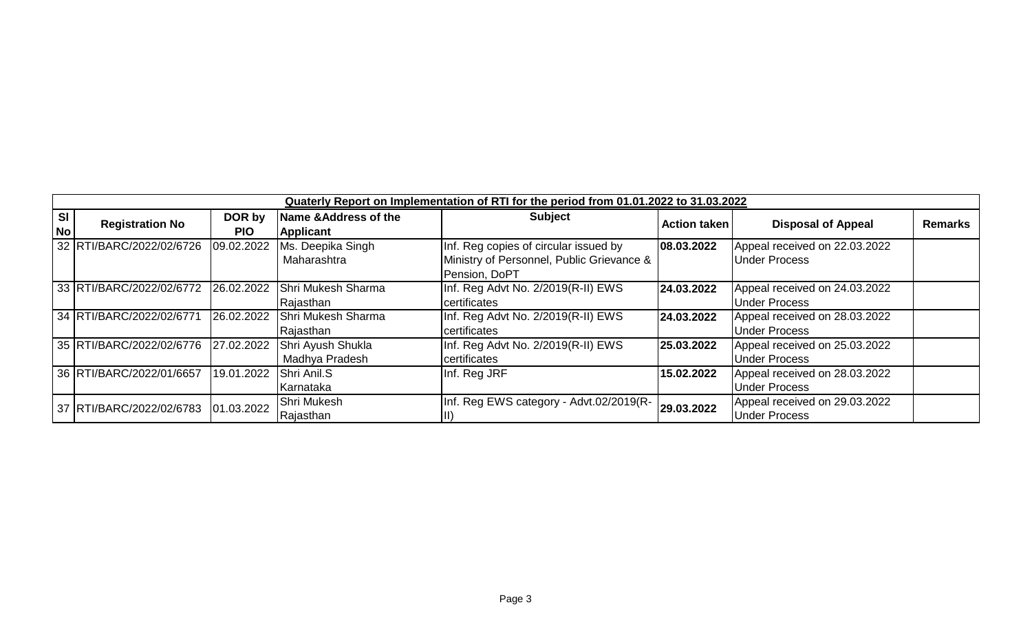**Quaterly Report on Implementation of RTI for the period from 01.01.2022 to 31.03.2022**

| Sl No | Registration No | DOR by PIO | Name &Address of the Applicant | Subject | Action taken | Disposal of Appeal | Remarks |
|---|---|---|---|---|---|---|---|
| 32 | RTI/BARC/2022/02/6726 | 09.02.2022 | Ms. Deepika Singh Maharashtra | Inf. Reg copies of circular issued by Ministry of Personnel, Public Grievance & Pension, DoPT | **08.03.2022** | Appeal received on 22.03.2022 Under Process | |
| 33 | RTI/BARC/2022/02/6772 | 26.02.2022 | Shri Mukesh Sharma Rajasthan | Inf. Reg Advt No. 2/2019(R-II) EWS certificates | **24.03.2022** | Appeal received on 24.03.2022 Under Process | |
| 34 | RTI/BARC/2022/02/6771 | 26.02.2022 | Shri Mukesh Sharma Rajasthan | Inf. Reg Advt No. 2/2019(R-II) EWS certificates | **24.03.2022** | Appeal received on 28.03.2022 Under Process | |
| 35 | RTI/BARC/2022/02/6776 | 27.02.2022 | Shri Ayush Shukla Madhya Pradesh | Inf. Reg Advt No. 2/2019(R-II) EWS certificates | **25.03.2022** | Appeal received on 25.03.2022 Under Process | |
| 36 | RTI/BARC/2022/01/6657 | 19.01.2022 | Shri Anil.S Karnataka | Inf. Reg JRF | **15.02.2022** | Appeal received on 28.03.2022 Under Process | |
| 37 | RTI/BARC/2022/02/6783 | 01.03.2022 | Shri Mukesh Rajasthan | Inf. Reg EWS category - Advt.02/2019(R-II) | **29.03.2022** | Appeal received on 29.03.2022 Under Process | |